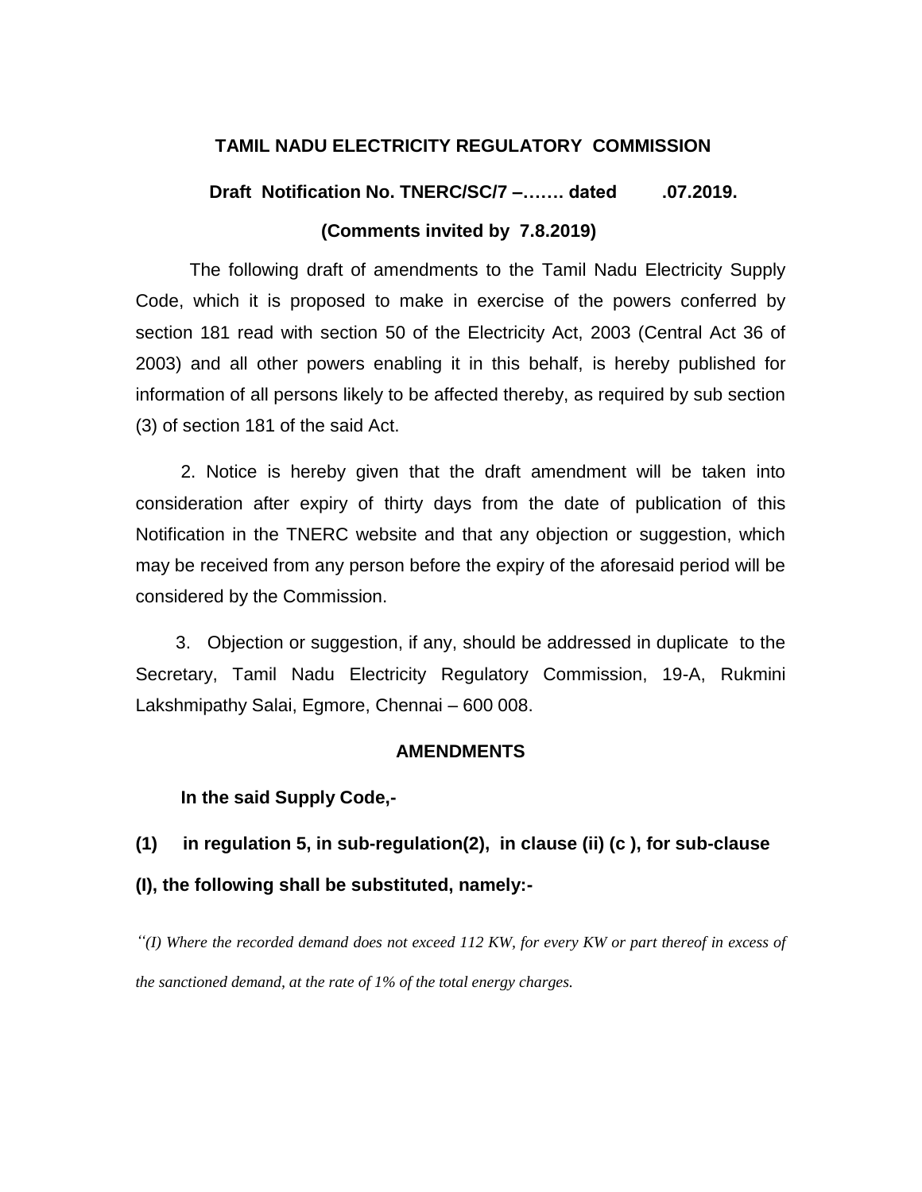# TAMIL NADU ELECTRICITY REGULATORY COMMISSION

**Draft Notification No. TNERC/SC/7 –……. dated .07.2019.**

**(Comments invited by 7.8.2019)**

The following draft of amendments to the Tamil Nadu Electricity Supply Code, which it is proposed to make in exercise of the powers conferred by section 181 read with section 50 of the Electricity Act, 2003 (Central Act 36 of 2003) and all other powers enabling it in this behalf, is hereby published for information of all persons likely to be affected thereby, as required by sub section (3) of section 181 of the said Act.

2. Notice is hereby given that the draft amendment will be taken into consideration after expiry of thirty days from the date of publication of this Notification in the TNERC website and that any objection or suggestion, which may be received from any person before the expiry of the aforesaid period will be considered by the Commission.

3. Objection or suggestion, if any, should be addressed in duplicate to the Secretary, Tamil Nadu Electricity Regulatory Commission, 19-A, Rukmini Lakshmipathy Salai, Egmore, Chennai – 600 008.

## AMENDMENTS

**In the said Supply Code,-**

**(1) in regulation 5, in sub-regulation(2), in clause (ii) (c ), for sub-clause (I), the following shall be substituted, namely:-**

*"(I) Where the recorded demand does not exceed 112 KW, for every KW or part thereof in excess of the sanctioned demand, at the rate of 1% of the total energy charges.*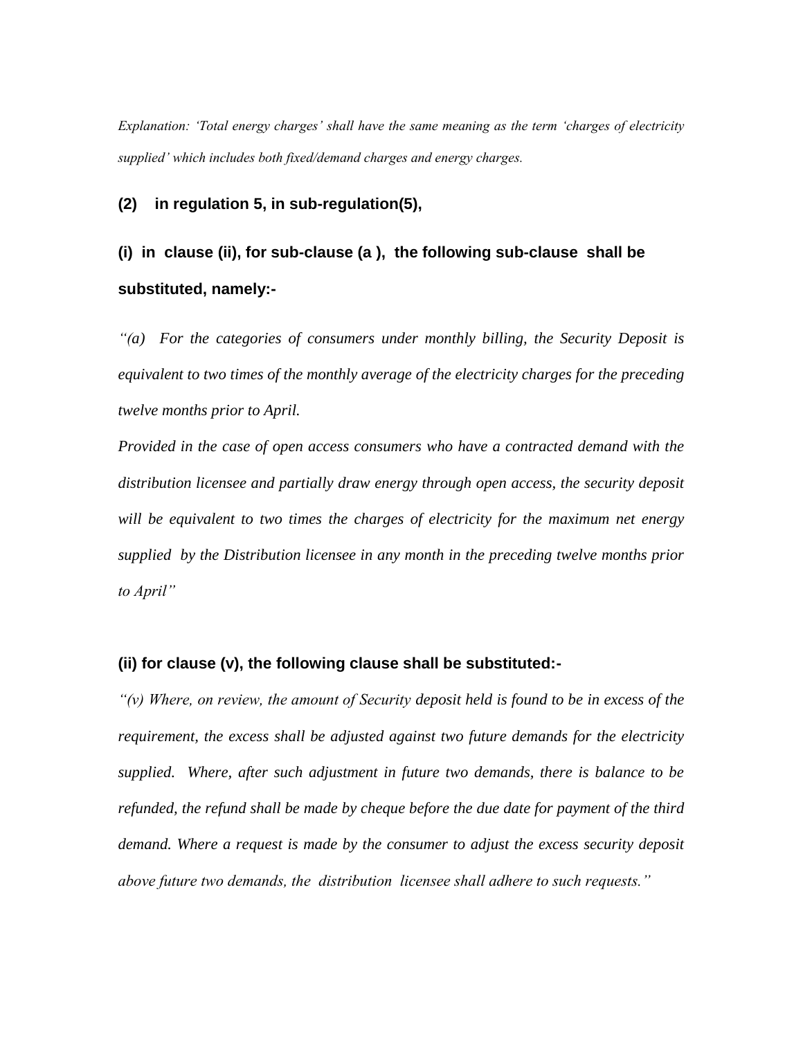*Explanation: 'Total energy charges' shall have the same meaning as the term 'charges of electricity supplied' which includes both fixed/demand charges and energy charges.*

**(2) in regulation 5, in sub-regulation(5),**

**(i) in clause (ii), for sub-clause (a ), the following sub-clause shall be substituted, namely:-**

*"(a) For the categories of consumers under monthly billing, the Security Deposit is equivalent to two times of the monthly average of the electricity charges for the preceding twelve months prior to April.*

*Provided in the case of open access consumers who have a contracted demand with the distribution licensee and partially draw energy through open access, the security deposit will be equivalent to two times the charges of electricity for the maximum net energy supplied by the Distribution licensee in any month in the preceding twelve months prior to April"*

**(ii) for clause (v), the following clause shall be substituted:-**

*"(v) Where, on review, the amount of Security deposit held is found to be in excess of the requirement, the excess shall be adjusted against two future demands for the electricity supplied. Where, after such adjustment in future two demands, there is balance to be refunded, the refund shall be made by cheque before the due date for payment of the third demand. Where a request is made by the consumer to adjust the excess security deposit above future two demands, the distribution licensee shall adhere to such requests."*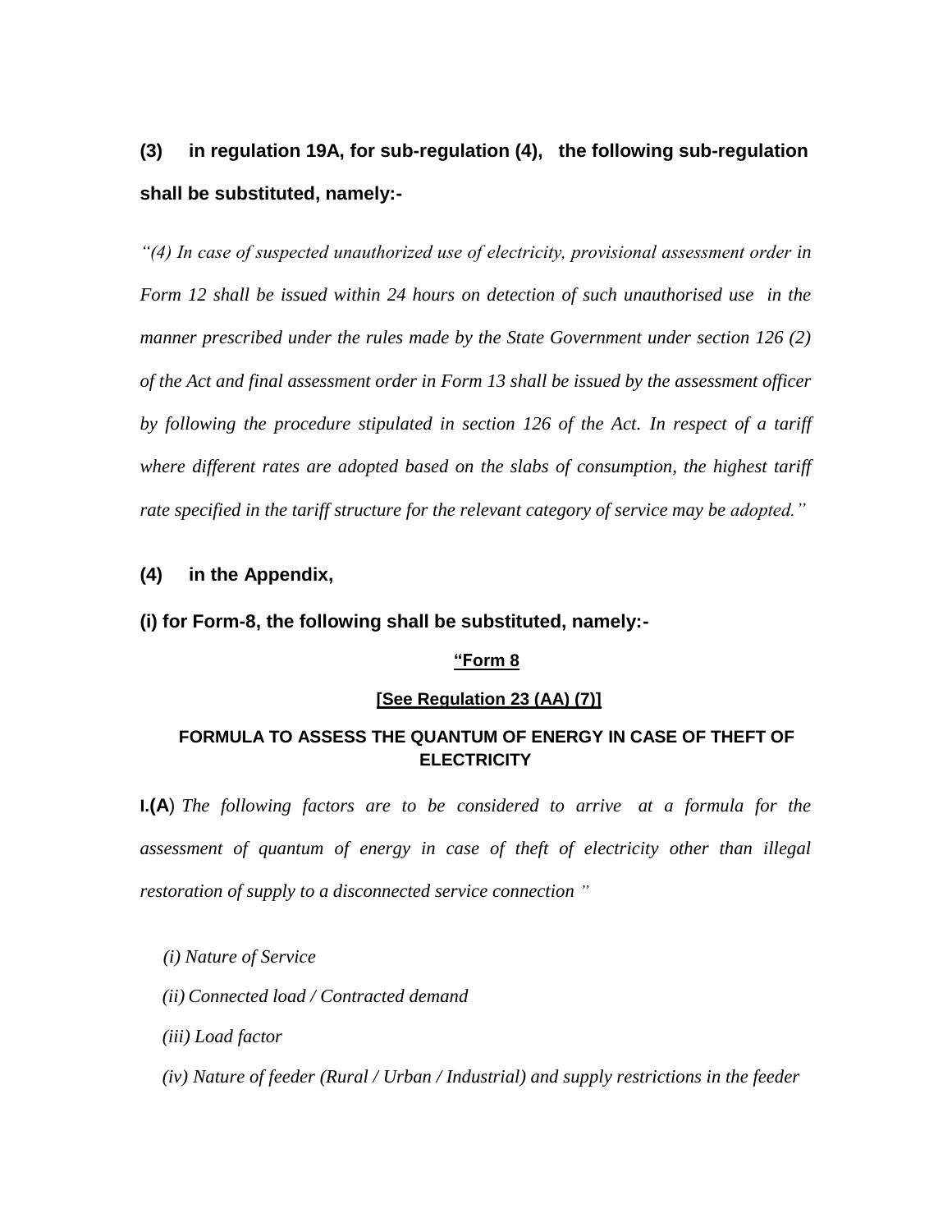**(3) in regulation 19A, for sub-regulation (4), the following sub-regulation shall be substituted, namely:-**

*"(4) In case of suspected unauthorized use of electricity, provisional assessment order in Form 12 shall be issued within 24 hours on detection of such unauthorised use in the manner prescribed under the rules made by the State Government under section 126 (2) of the Act and final assessment order in Form 13 shall be issued by the assessment officer by following the procedure stipulated in section 126 of the Act. In respect of a tariff where different rates are adopted based on the slabs of consumption, the highest tariff rate specified in the tariff structure for the relevant category of service may be adopted."*

**(4) in the Appendix,**

**(i) for Form-8, the following shall be substituted, namely:-**

**"Form 8**

**[See Regulation 23 (AA) (7)]**

**FORMULA TO ASSESS THE QUANTUM OF ENERGY IN CASE OF THEFT OF ELECTRICITY**

**I.(A)** *The following factors are to be considered to arrive at a formula for the assessment of quantum of energy in case of theft of electricity other than illegal restoration of supply to a disconnected service connection "*

*(i) Nature of Service*

*(ii) Connected load / Contracted demand*

*(iii) Load factor*

*(iv) Nature of feeder (Rural / Urban / Industrial) and supply restrictions in the feeder*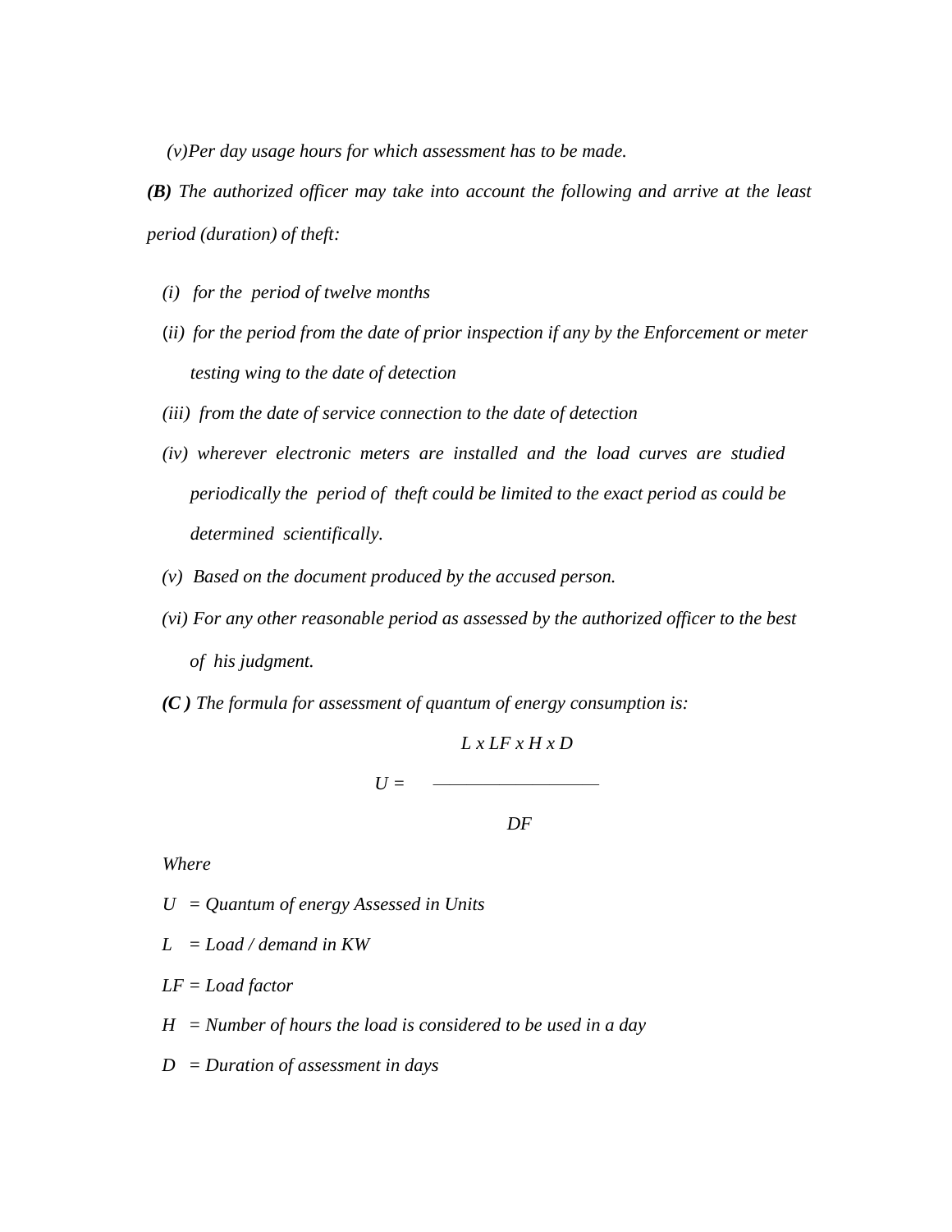*(v)Per day usage hours for which assessment has to be made.*

***(B)*** *The authorized officer may take into account the following and arrive at the least period (duration) of theft:*

*(i) for the period of twelve months*

*(ii) for the period from the date of prior inspection if any by the Enforcement or meter testing wing to the date of detection*

*(iii) from the date of service connection to the date of detection*

*(iv) wherever electronic meters are installed and the load curves are studied periodically the period of theft could be limited to the exact period as could be determined scientifically.*

*(v) Based on the document produced by the accused person.*

*(vi) For any other reasonable period as assessed by the authorized officer to the best of his judgment.*

***(C )*** *The formula for assessment of quantum of energy consumption is:*

$$U = \frac{L \times LF \times H \times D}{DF}$$

*Where*

*U = Quantum of energy Assessed in Units*

*L = Load / demand in KW*

*LF = Load factor*

*H = Number of hours the load is considered to be used in a day*

*D = Duration of assessment in days*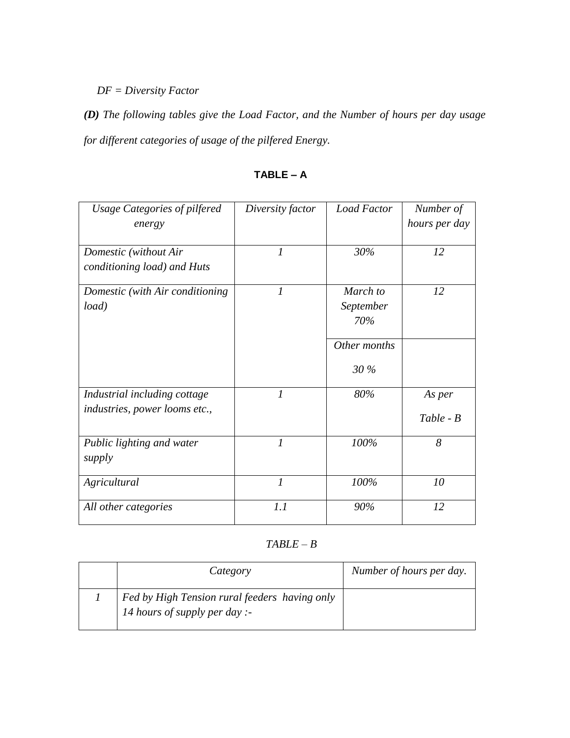*DF = Diversity Factor*

***(D)*** *The following tables give the Load Factor, and the Number of hours per day usage for different categories of usage of the pilfered Energy.*

**TABLE – A**

| *Usage Categories of pilfered energy* | *Diversity factor* | *Load Factor* | *Number of hours per day* |
|---|---|---|---|
| *Domestic (without Air conditioning load) and Huts* | *1* | *30%* | *12* |
| *Domestic (with Air conditioning load)* | *1* | *March to September 70%* | *12* |
| | | *Other months 30 %* | |
| *Industrial including cottage industries, power looms etc.,* | *1* | *80%* | *As per Table - B* |
| *Public lighting and water supply* | *1* | *100%* | *8* |
| *Agricultural* | *1* | *100%* | *10* |
| *All other categories* | *1.1* | *90%* | *12* |

*TABLE – B*

| | *Category* | *Number of hours per day.* |
|---|---|---|
| *1* | *Fed by High Tension rural feeders having only 14 hours of supply per day :-* | |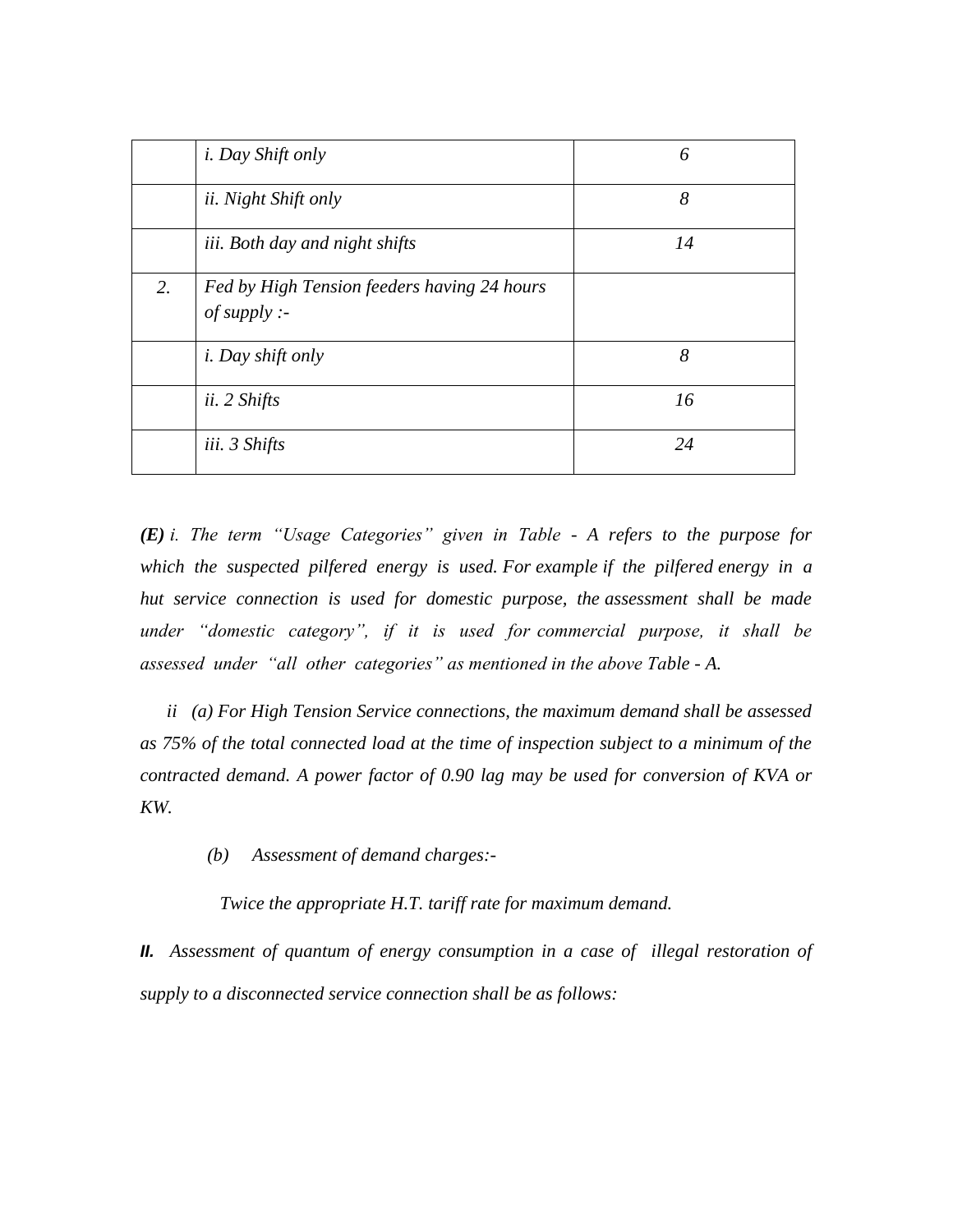| | | |
|---|---|---|
| | *i. Day Shift only* | *6* |
| | *ii. Night Shift only* | *8* |
| | *iii. Both day and night shifts* | *14* |
| *2.* | *Fed by High Tension feeders having 24 hours of supply :-* | |
| | *i. Day shift only* | *8* |
| | *ii. 2 Shifts* | *16* |
| | *iii. 3 Shifts* | *24* |

***(E)*** *i. The term "Usage Categories" given in Table - A refers to the purpose for which the suspected pilfered energy is used. For example if the pilfered energy in a hut service connection is used for domestic purpose, the assessment shall be made under "domestic category", if it is used for commercial purpose, it shall be assessed under "all other categories" as mentioned in the above Table - A.*

*ii (a) For High Tension Service connections, the maximum demand shall be assessed as 75% of the total connected load at the time of inspection subject to a minimum of the contracted demand. A power factor of 0.90 lag may be used for conversion of KVA or KW.*

*(b) Assessment of demand charges:-*

*Twice the appropriate H.T. tariff rate for maximum demand.*

***II.*** *Assessment of quantum of energy consumption in a case of illegal restoration of supply to a disconnected service connection shall be as follows:*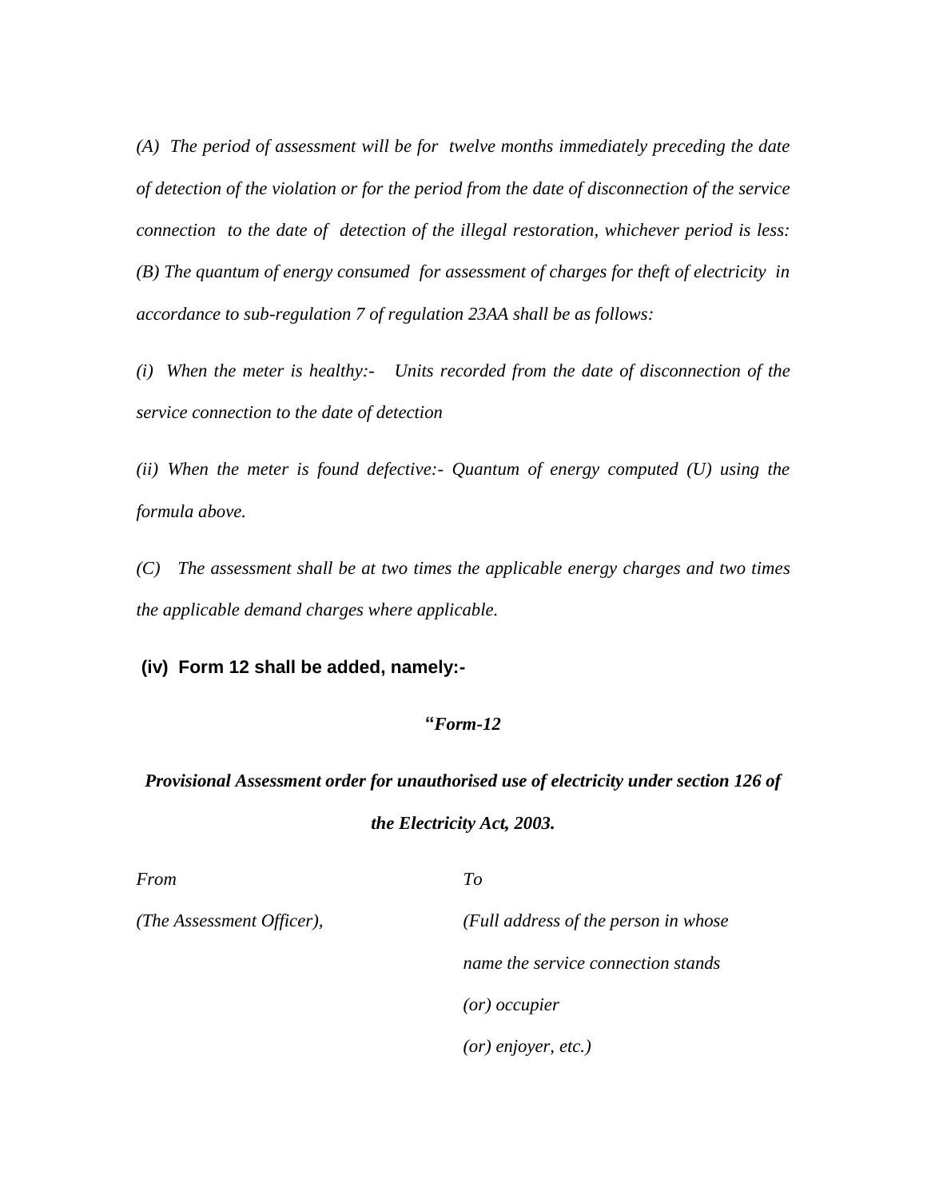*(A) The period of assessment will be for twelve months immediately preceding the date of detection of the violation or for the period from the date of disconnection of the service connection to the date of detection of the illegal restoration, whichever period is less: (B) The quantum of energy consumed for assessment of charges for theft of electricity in accordance to sub-regulation 7 of regulation 23AA shall be as follows:*

*(i) When the meter is healthy:- Units recorded from the date of disconnection of the service connection to the date of detection*

*(ii) When the meter is found defective:- Quantum of energy computed (U) using the formula above.*

*(C) The assessment shall be at two times the applicable energy charges and two times the applicable demand charges where applicable.*

**(iv) Form 12 shall be added, namely:-**

**"*Form-12***

***Provisional Assessment order for unauthorised use of electricity under section 126 of the Electricity Act, 2003.***

| *From* | *To* |
|---|---|
| *(The Assessment Officer),* | *(Full address of the person in whose name the service connection stands (or) occupier (or) enjoyer, etc.)* |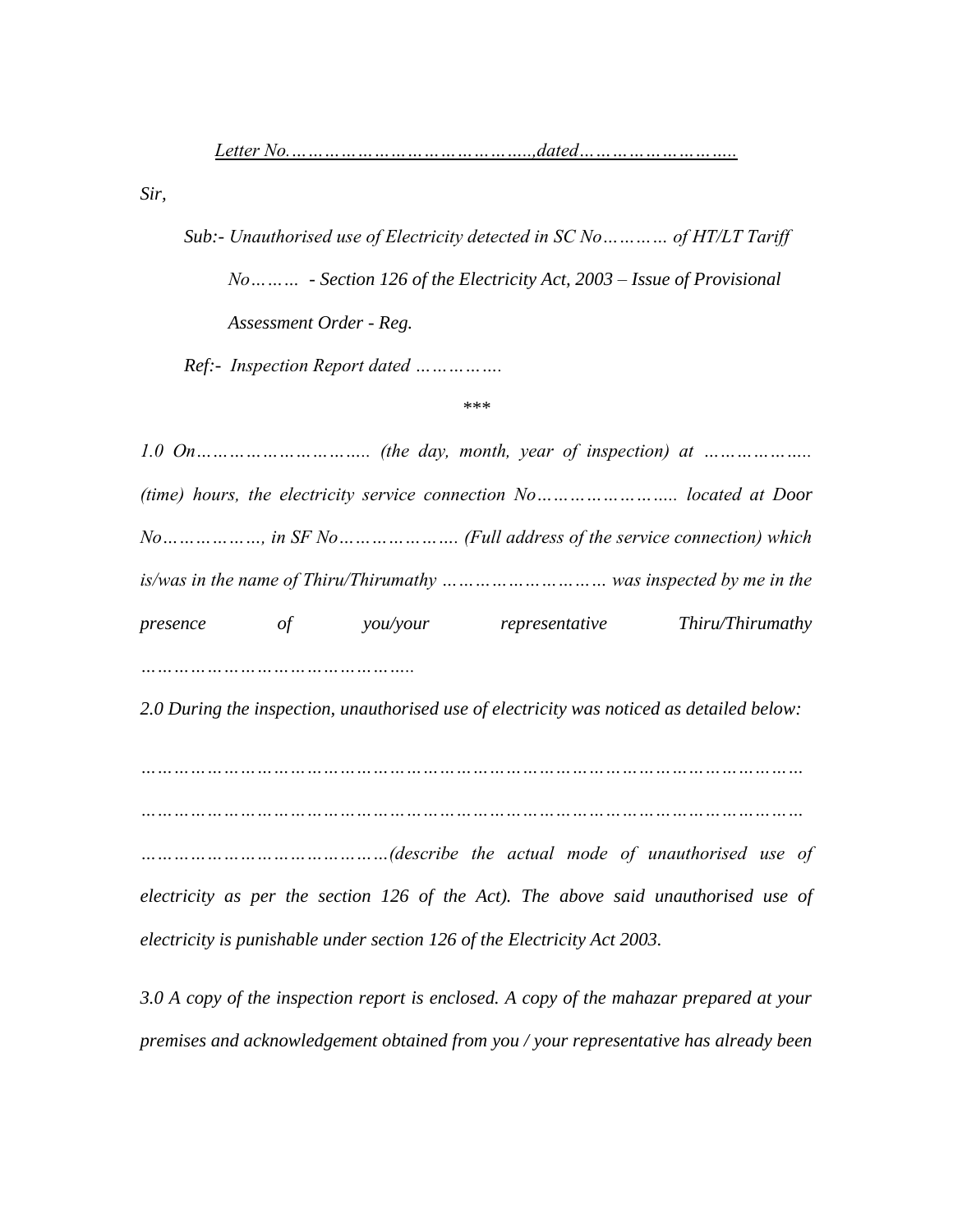*Letter No………………………………………,dated……………………….*

*Sir,*

*Sub:- Unauthorised use of Electricity detected in SC No………… of HT/LT Tariff No……… - Section 126 of the Electricity Act, 2003 – Issue of Provisional Assessment Order - Reg.*

*Ref:- Inspection Report dated …………….*

\*\*\*

*1.0 On………………………….. (the day, month, year of inspection) at ……………….. (time) hours, the electricity service connection No…………………….. located at Door No………………, in SF No…………………. (Full address of the service connection) which is/was in the name of Thiru/Thirumathy ……………………… was inspected by me in the presence of you/your representative Thiru/Thirumathy …………………………………………..*

*2.0 During the inspection, unauthorised use of electricity was noticed as detailed below:*

*…………………………………………………………………………………………………*

*…………………………………………………………………………………………………*

*……………………………………(describe the actual mode of unauthorised use of electricity as per the section 126 of the Act). The above said unauthorised use of electricity is punishable under section 126 of the Electricity Act 2003.*

*3.0 A copy of the inspection report is enclosed. A copy of the mahazar prepared at your premises and acknowledgement obtained from you / your representative has already been*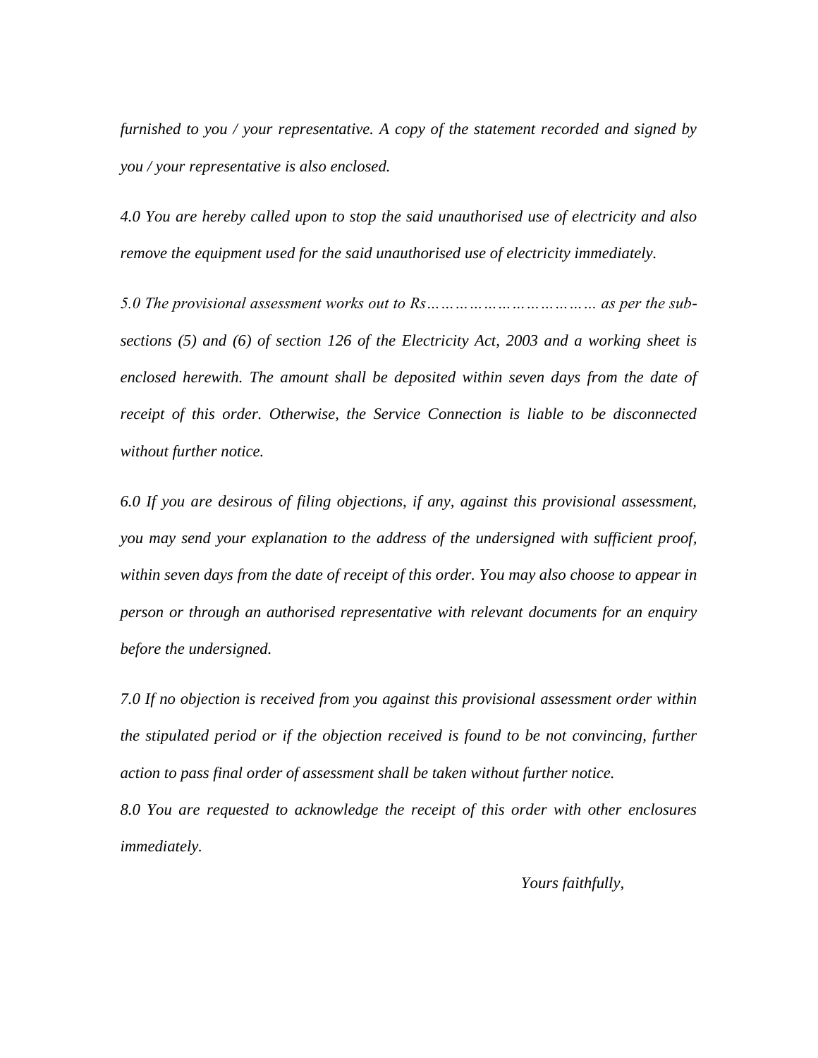*furnished to you / your representative. A copy of the statement recorded and signed by you / your representative is also enclosed.*

*4.0 You are hereby called upon to stop the said unauthorised use of electricity and also remove the equipment used for the said unauthorised use of electricity immediately.*

*5.0 The provisional assessment works out to Rs……………………………… as per the sub-sections (5) and (6) of section 126 of the Electricity Act, 2003 and a working sheet is enclosed herewith. The amount shall be deposited within seven days from the date of receipt of this order. Otherwise, the Service Connection is liable to be disconnected without further notice.*

*6.0 If you are desirous of filing objections, if any, against this provisional assessment, you may send your explanation to the address of the undersigned with sufficient proof, within seven days from the date of receipt of this order. You may also choose to appear in person or through an authorised representative with relevant documents for an enquiry before the undersigned.*

*7.0 If no objection is received from you against this provisional assessment order within the stipulated period or if the objection received is found to be not convincing, further action to pass final order of assessment shall be taken without further notice.*

*8.0 You are requested to acknowledge the receipt of this order with other enclosures immediately.*

*Yours faithfully,*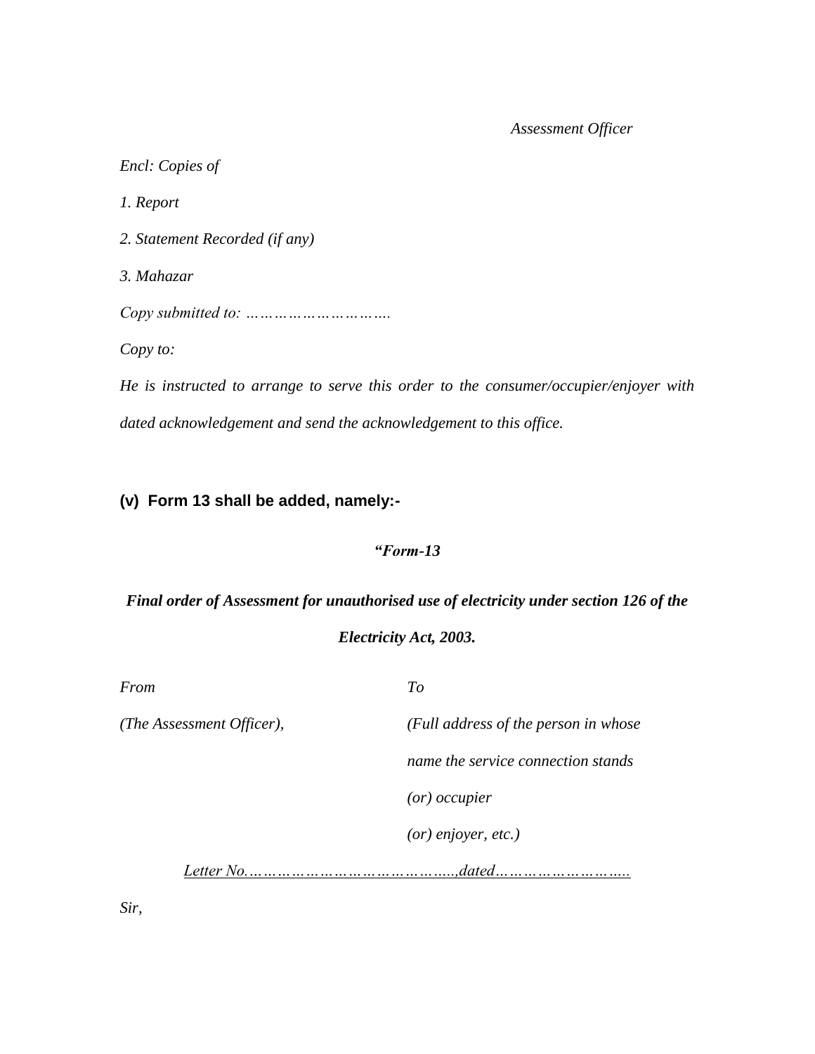*Assessment Officer*

*Encl: Copies of*

*1. Report*

*2. Statement Recorded (if any)*

*3. Mahazar*

*Copy submitted to: ……………………….*

*Copy to:*

*He is instructed to arrange to serve this order to the consumer/occupier/enjoyer with dated acknowledgement and send the acknowledgement to this office.*

**(v) Form 13 shall be added, namely:-**

***"Form-13***

***Final order of Assessment for unauthorised use of electricity under section 126 of the Electricity Act, 2003.***

| *From* | *To* |
|---|---|
| *(The Assessment Officer),* | *(Full address of the person in whose name the service connection stands (or) occupier (or) enjoyer, etc.)* |

*Letter No.……………………………………..,dated………………………..*

*Sir,*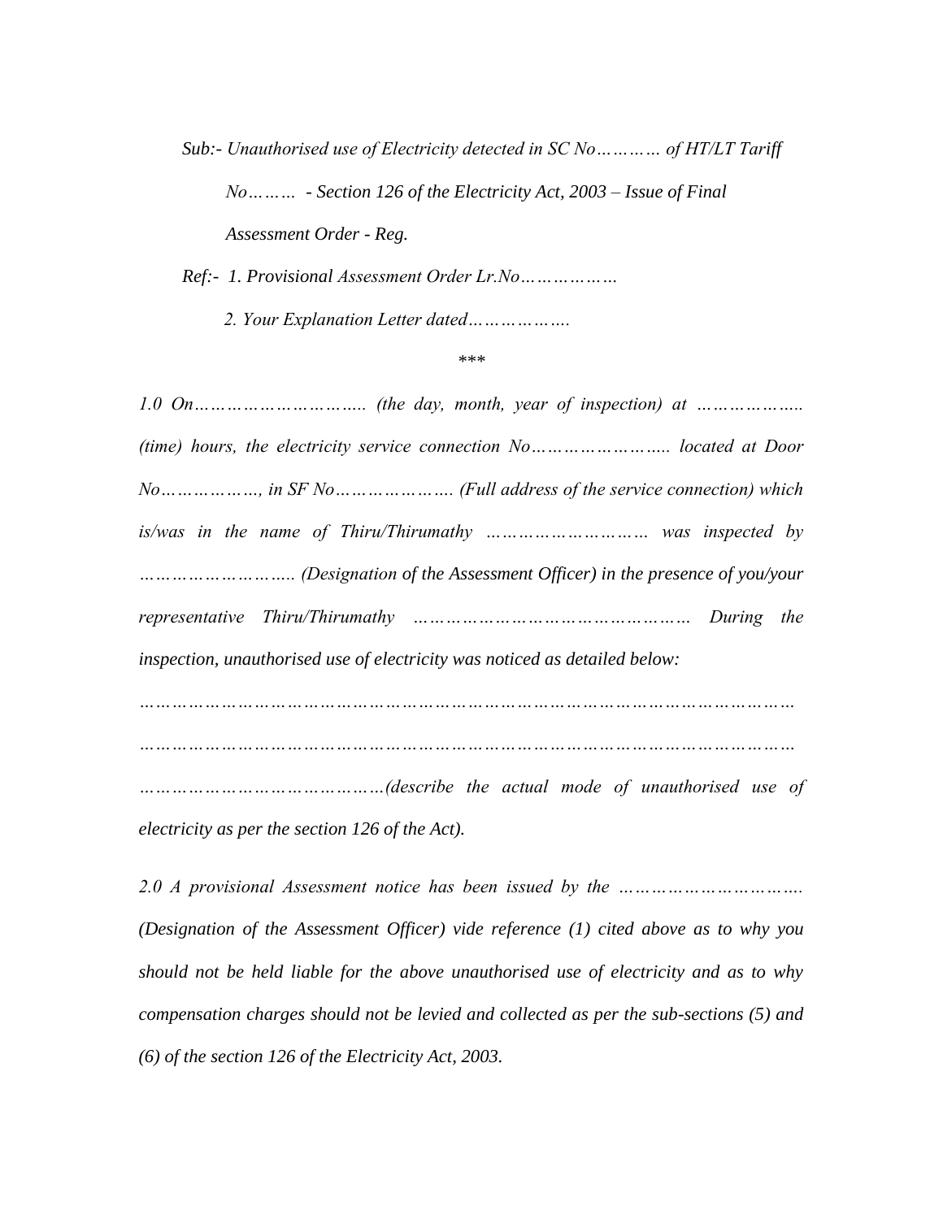*Sub:- Unauthorised use of Electricity detected in SC No………… of HT/LT Tariff No……… - Section 126 of the Electricity Act, 2003 – Issue of Final Assessment Order - Reg.*

*Ref:- 1. Provisional Assessment Order Lr.No………………*

*2. Your Explanation Letter dated……………….*

\*\*\*

*1.0 On………………………….. (the day, month, year of inspection) at ……………….. (time) hours, the electricity service connection No…………………….. located at Door No………………, in SF No…………………. (Full address of the service connection) which is/was in the name of Thiru/Thirumathy ……………………… was inspected by …………………….. (Designation of the Assessment Officer) in the presence of you/your representative Thiru/Thirumathy ………………………………………… During the inspection, unauthorised use of electricity was noticed as detailed below:*

*………………………………………………………………………………………………*

*………………………………………………………………………………………………*

*……………………………………(describe the actual mode of unauthorised use of electricity as per the section 126 of the Act).*

*2.0 A provisional Assessment notice has been issued by the ……………………………. (Designation of the Assessment Officer) vide reference (1) cited above as to why you should not be held liable for the above unauthorised use of electricity and as to why compensation charges should not be levied and collected as per the sub-sections (5) and (6) of the section 126 of the Electricity Act, 2003.*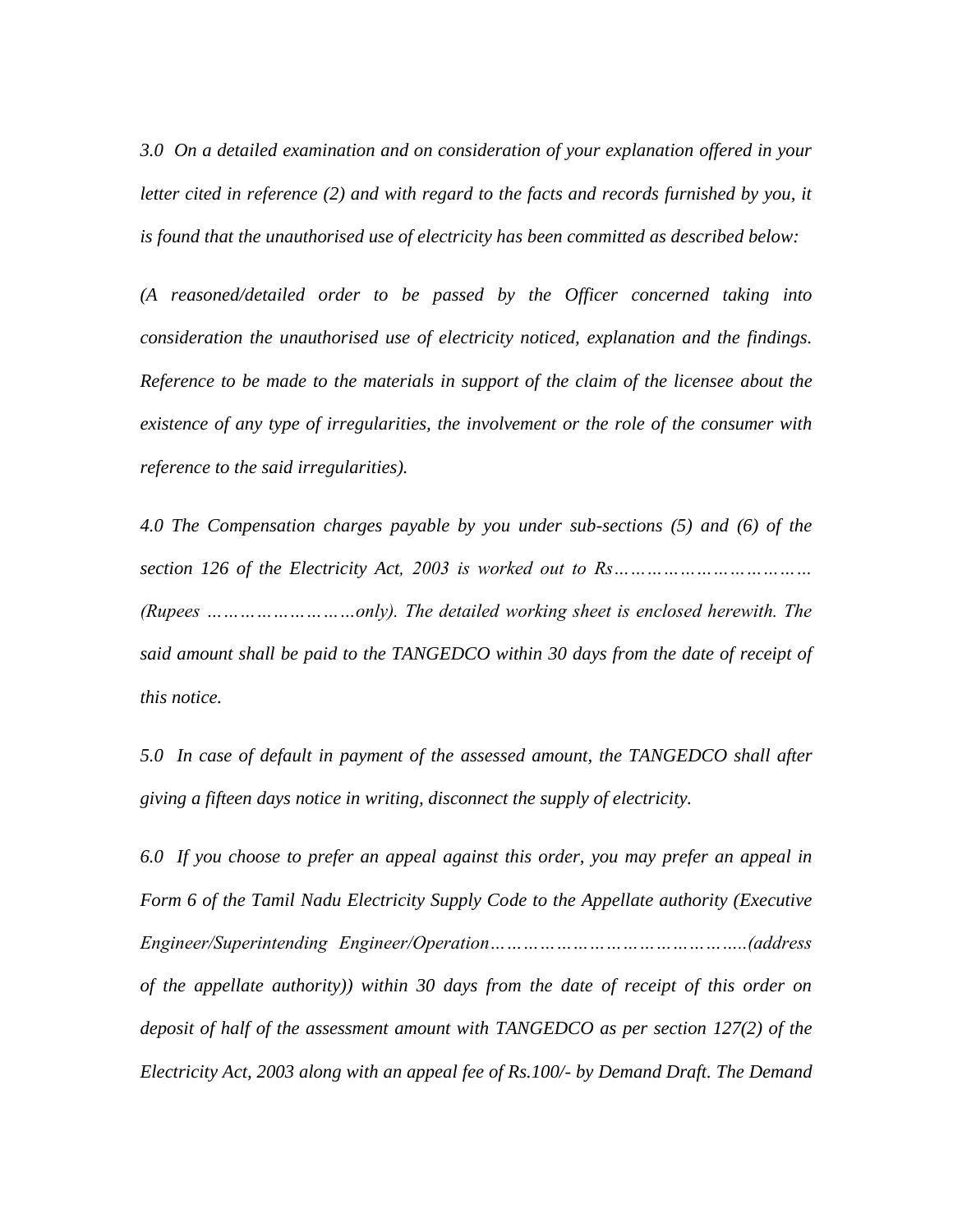*3.0 On a detailed examination and on consideration of your explanation offered in your letter cited in reference (2) and with regard to the facts and records furnished by you, it is found that the unauthorised use of electricity has been committed as described below:*

*(A reasoned/detailed order to be passed by the Officer concerned taking into consideration the unauthorised use of electricity noticed, explanation and the findings. Reference to be made to the materials in support of the claim of the licensee about the existence of any type of irregularities, the involvement or the role of the consumer with reference to the said irregularities).*

*4.0 The Compensation charges payable by you under sub-sections (5) and (6) of the section 126 of the Electricity Act, 2003 is worked out to Rs……………………………… (Rupees ……………………only). The detailed working sheet is enclosed herewith. The said amount shall be paid to the TANGEDCO within 30 days from the date of receipt of this notice.*

*5.0 In case of default in payment of the assessed amount, the TANGEDCO shall after giving a fifteen days notice in writing, disconnect the supply of electricity.*

*6.0 If you choose to prefer an appeal against this order, you may prefer an appeal in Form 6 of the Tamil Nadu Electricity Supply Code to the Appellate authority (Executive Engineer/Superintending Engineer/Operation……………………………………..(address of the appellate authority)) within 30 days from the date of receipt of this order on deposit of half of the assessment amount with TANGEDCO as per section 127(2) of the Electricity Act, 2003 along with an appeal fee of Rs.100/- by Demand Draft. The Demand*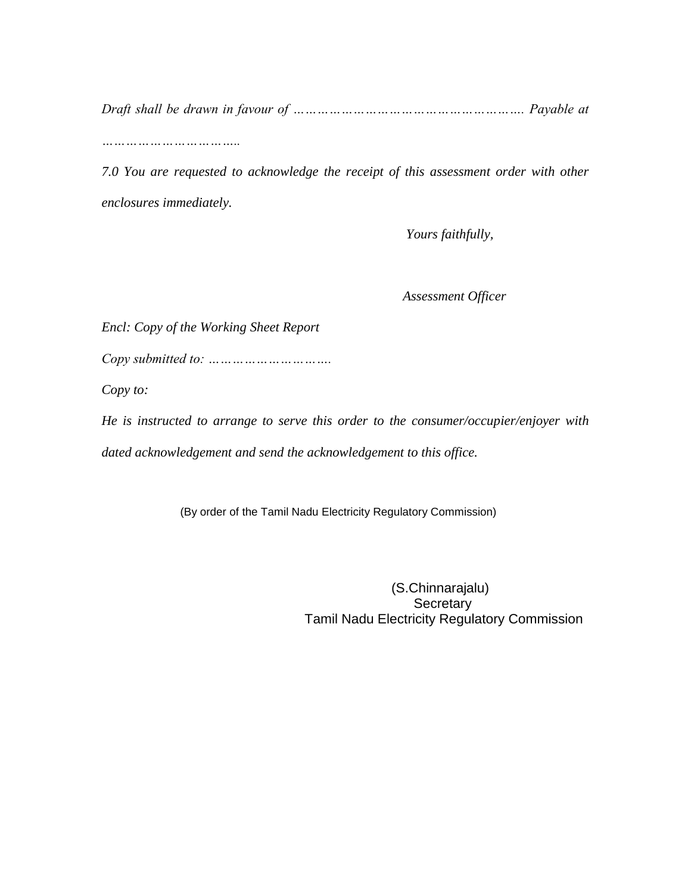*Draft shall be drawn in favour of ………………………………………………. Payable at …………………………..*

*7.0 You are requested to acknowledge the receipt of this assessment order with other enclosures immediately.*

*Yours faithfully,*

*Assessment Officer*

*Encl: Copy of the Working Sheet Report*

*Copy submitted to: ……………………….*

*Copy to:*

*He is instructed to arrange to serve this order to the consumer/occupier/enjoyer with dated acknowledgement and send the acknowledgement to this office.*

(By order of the Tamil Nadu Electricity Regulatory Commission)

(S.Chinnarajalu)
Secretary
Tamil Nadu Electricity Regulatory Commission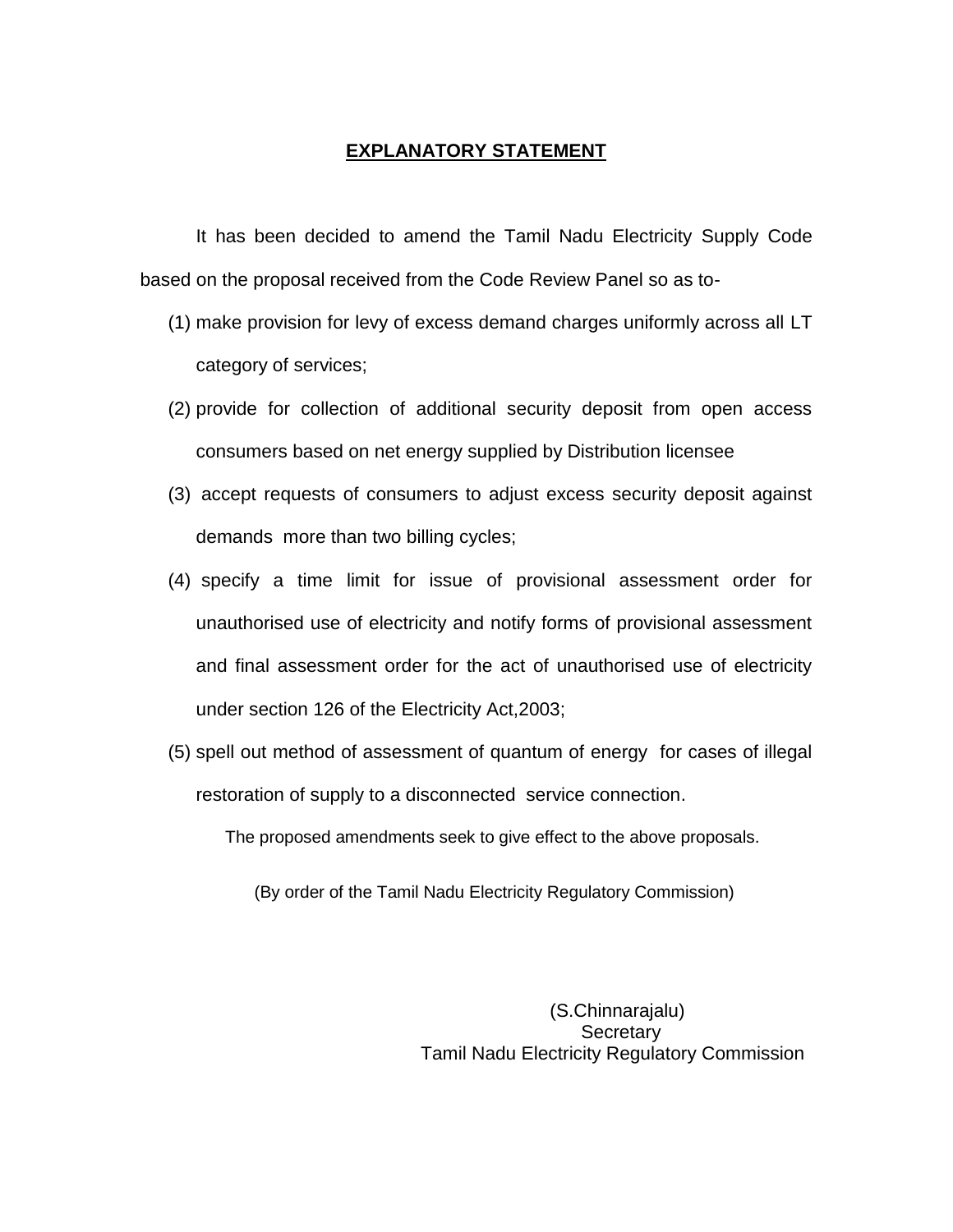## EXPLANATORY STATEMENT

It has been decided to amend the Tamil Nadu Electricity Supply Code based on the proposal received from the Code Review Panel so as to-

(1) make provision for levy of excess demand charges uniformly across all LT category of services;

(2) provide for collection of additional security deposit from open access consumers based on net energy supplied by Distribution licensee

(3) accept requests of consumers to adjust excess security deposit against demands more than two billing cycles;

(4) specify a time limit for issue of provisional assessment order for unauthorised use of electricity and notify forms of provisional assessment and final assessment order for the act of unauthorised use of electricity under section 126 of the Electricity Act,2003;

(5) spell out method of assessment of quantum of energy for cases of illegal restoration of supply to a disconnected service connection.

The proposed amendments seek to give effect to the above proposals.

(By order of the Tamil Nadu Electricity Regulatory Commission)

(S.Chinnarajalu)
Secretary
Tamil Nadu Electricity Regulatory Commission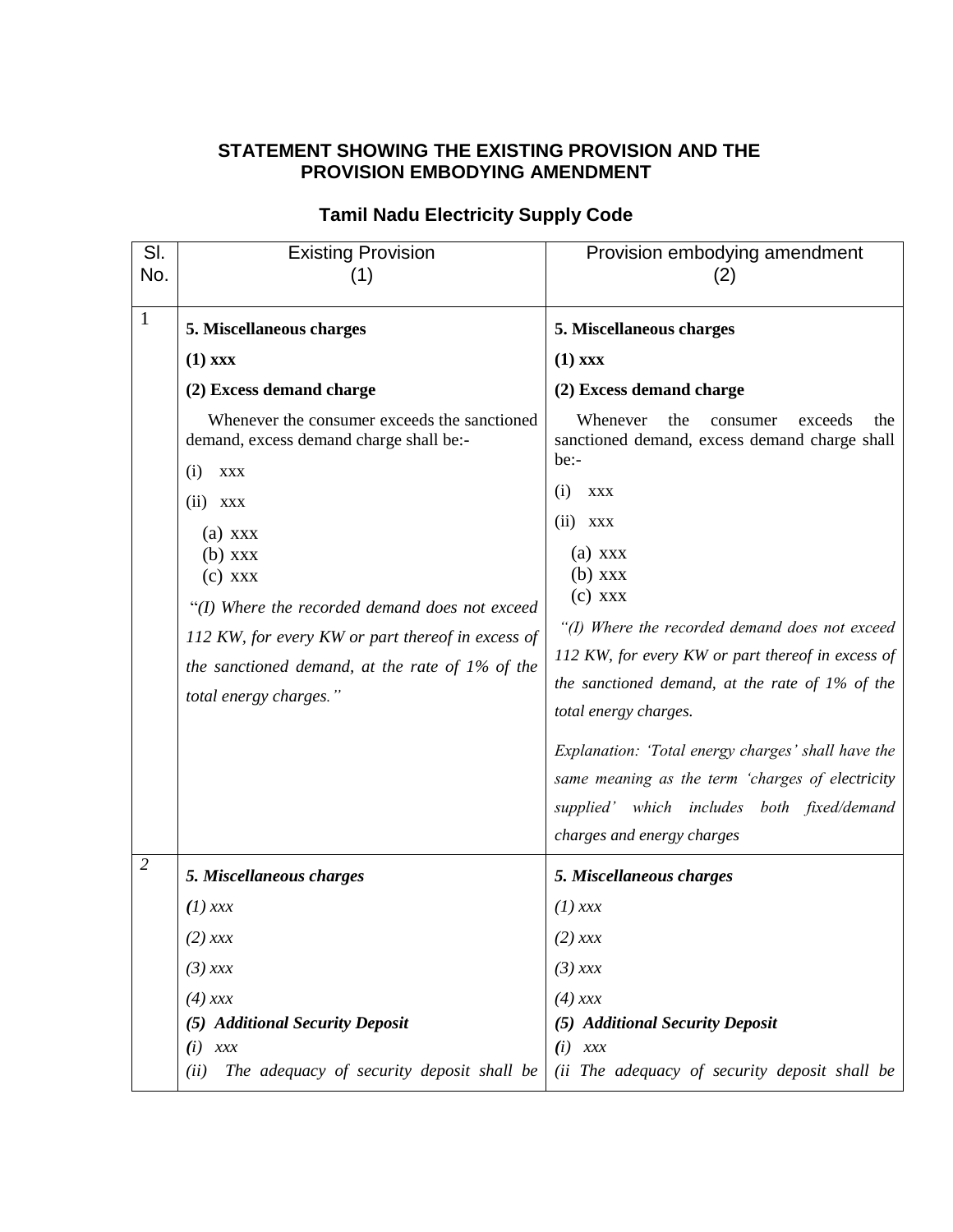**STATEMENT SHOWING THE EXISTING PROVISION AND THE PROVISION EMBODYING AMENDMENT**

**Tamil Nadu Electricity Supply Code**

| Sl. No. | Existing Provision (1) | Provision embodying amendment (2) |
|---|---|---|
| 1 | **5. Miscellaneous charges**<br><br>**(1) xxx**<br><br>**(2) Excess demand charge**<br><br>Whenever the consumer exceeds the sanctioned demand, excess demand charge shall be:-<br><br>(i) xxx<br><br>(ii) xxx<br><br>(a) xxx<br>(b) xxx<br>(c) xxx<br><br>"*(I) Where the recorded demand does not exceed 112 KW, for every KW or part thereof in excess of the sanctioned demand, at the rate of 1% of the total energy charges.*" | **5. Miscellaneous charges**<br><br>**(1) xxx**<br><br>**(2) Excess demand charge**<br><br>Whenever the consumer exceeds the sanctioned demand, excess demand charge shall be:-<br><br>(i) xxx<br><br>(ii) xxx<br><br>(a) xxx<br>(b) xxx<br>(c) xxx<br><br>*"(I) Where the recorded demand does not exceed 112 KW, for every KW or part thereof in excess of the sanctioned demand, at the rate of 1% of the total energy charges.*<br><br>*Explanation: 'Total energy charges' shall have the same meaning as the term 'charges of electricity supplied' which includes both fixed/demand charges and energy charges* |
| *2* | ***5. Miscellaneous charges***<br><br>*(1) xxx*<br><br>*(2) xxx*<br><br>*(3) xxx*<br><br>*(4) xxx*<br><br>***(5) Additional Security Deposit***<br><br>*(i) xxx*<br><br>*(ii) The adequacy of security deposit shall be* | ***5. Miscellaneous charges***<br><br>*(1) xxx*<br><br>*(2) xxx*<br><br>*(3) xxx*<br><br>*(4) xxx*<br><br>***(5) Additional Security Deposit***<br><br>*(i) xxx*<br><br>*(ii The adequacy of security deposit shall be* |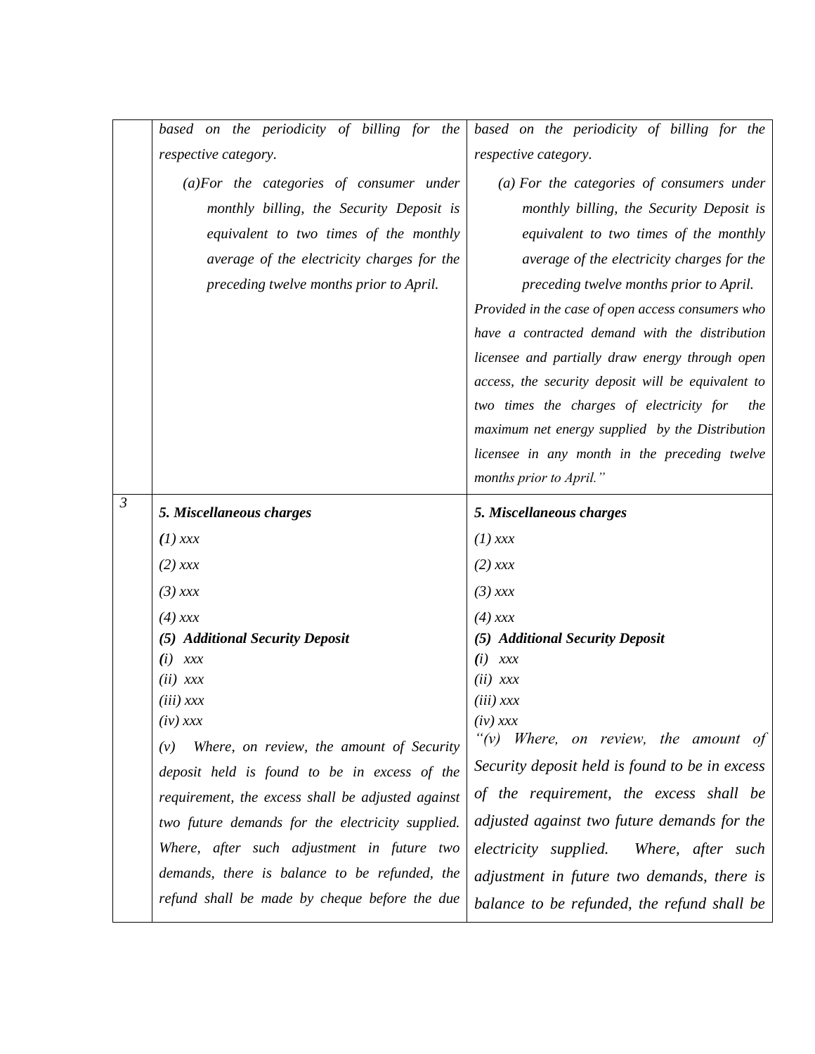| | | |
|---|---|---|
| | *based on the periodicity of billing for the respective category.*<br>*(a)For the categories of consumer under monthly billing, the Security Deposit is equivalent to two times of the monthly average of the electricity charges for the preceding twelve months prior to April.* | *based on the periodicity of billing for the respective category.*<br>*(a) For the categories of consumers under monthly billing, the Security Deposit is equivalent to two times of the monthly average of the electricity charges for the preceding twelve months prior to April.*<br>*Provided in the case of open access consumers who have a contracted demand with the distribution licensee and partially draw energy through open access, the security deposit will be equivalent to two times the charges of electricity for the maximum net energy supplied by the Distribution licensee in any month in the preceding twelve months prior to April."* |
| *3* | ***5. Miscellaneous charges***<br>*(1) xxx*<br>*(2) xxx*<br>*(3) xxx*<br>*(4) xxx*<br>***(5) Additional Security Deposit***<br>*(i) xxx*<br>*(ii) xxx*<br>*(iii) xxx*<br>*(iv) xxx*<br>*(v) Where, on review, the amount of Security deposit held is found to be in excess of the requirement, the excess shall be adjusted against two future demands for the electricity supplied. Where, after such adjustment in future two demands, there is balance to be refunded, the refund shall be made by cheque before the due* | ***5. Miscellaneous charges***<br>*(1) xxx*<br>*(2) xxx*<br>*(3) xxx*<br>*(4) xxx*<br>***(5) Additional Security Deposit***<br>*(i) xxx*<br>*(ii) xxx*<br>*(iii) xxx*<br>*(iv) xxx*<br>*"(v) Where, on review, the amount of Security deposit held is found to be in excess of the requirement, the excess shall be adjusted against two future demands for the electricity supplied. Where, after such adjustment in future two demands, there is balance to be refunded, the refund shall be* |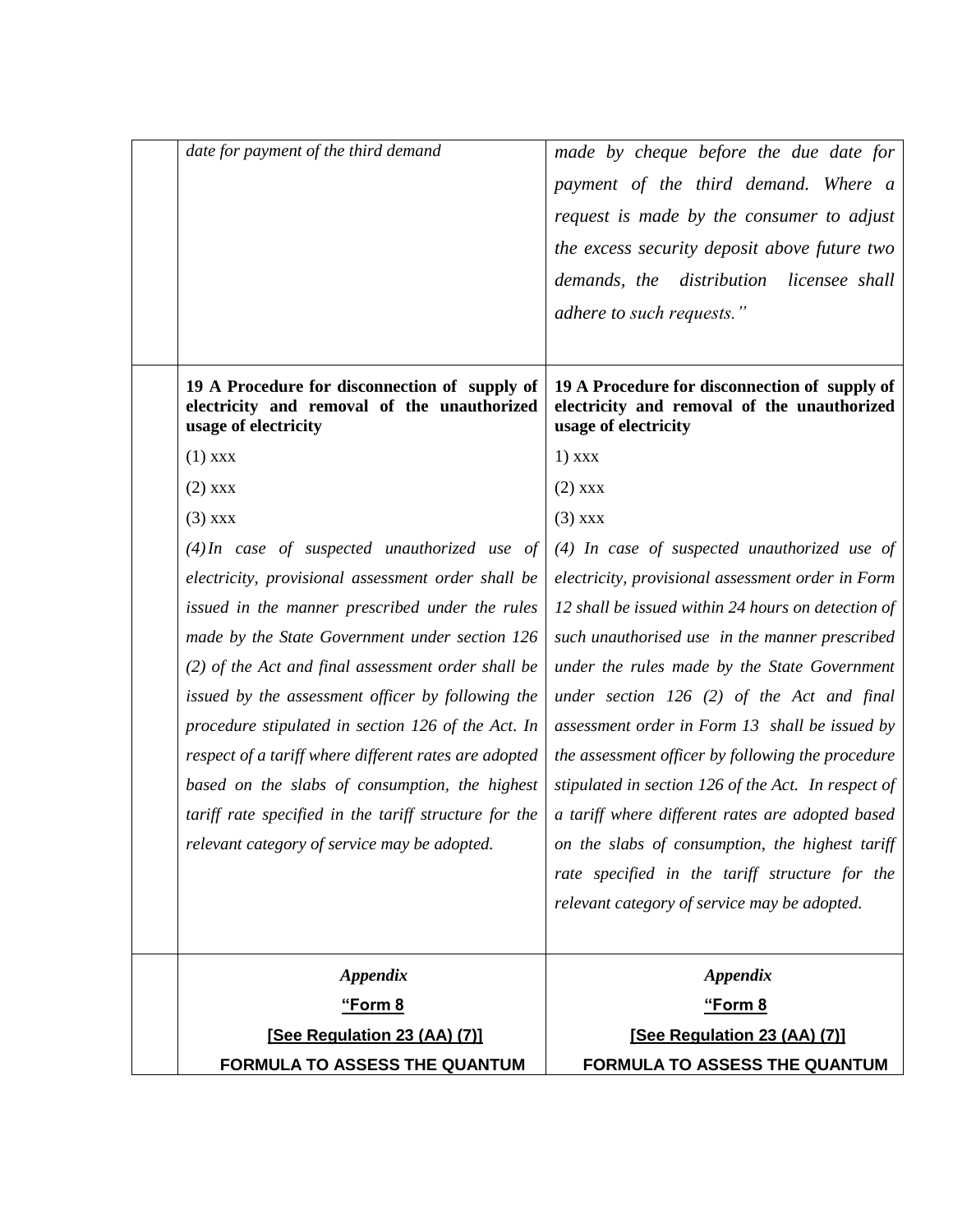| | | |
|---|---|---|
| | *date for payment of the third demand* | *made by cheque before the due date for payment of the third demand. Where a request is made by the consumer to adjust the excess security deposit above future two demands, the distribution licensee shall adhere to such requests."* |
| | **19 A Procedure for disconnection of supply of electricity and removal of the unauthorized usage of electricity**<br>(1) xxx<br>(2) xxx<br>(3) xxx<br>*(4) In case of suspected unauthorized use of electricity, provisional assessment order shall be issued in the manner prescribed under the rules made by the State Government under section 126 (2) of the Act and final assessment order shall be issued by the assessment officer by following the procedure stipulated in section 126 of the Act. In respect of a tariff where different rates are adopted based on the slabs of consumption, the highest tariff rate specified in the tariff structure for the relevant category of service may be adopted.* | **19 A Procedure for disconnection of supply of electricity and removal of the unauthorized usage of electricity**<br>1) xxx<br>(2) xxx<br>(3) xxx<br>*(4) In case of suspected unauthorized use of electricity, provisional assessment order in Form 12 shall be issued within 24 hours on detection of such unauthorised use in the manner prescribed under the rules made by the State Government under section 126 (2) of the Act and final assessment order in Form 13 shall be issued by the assessment officer by following the procedure stipulated in section 126 of the Act. In respect of a tariff where different rates are adopted based on the slabs of consumption, the highest tariff rate specified in the tariff structure for the relevant category of service may be adopted.* |
| | ***Appendix***<br>**"Form 8**<br>**[See Regulation 23 (AA) (7)]**<br>**FORMULA TO ASSESS THE QUANTUM** | ***Appendix***<br>**"Form 8**<br>**[See Regulation 23 (AA) (7)]**<br>**FORMULA TO ASSESS THE QUANTUM** |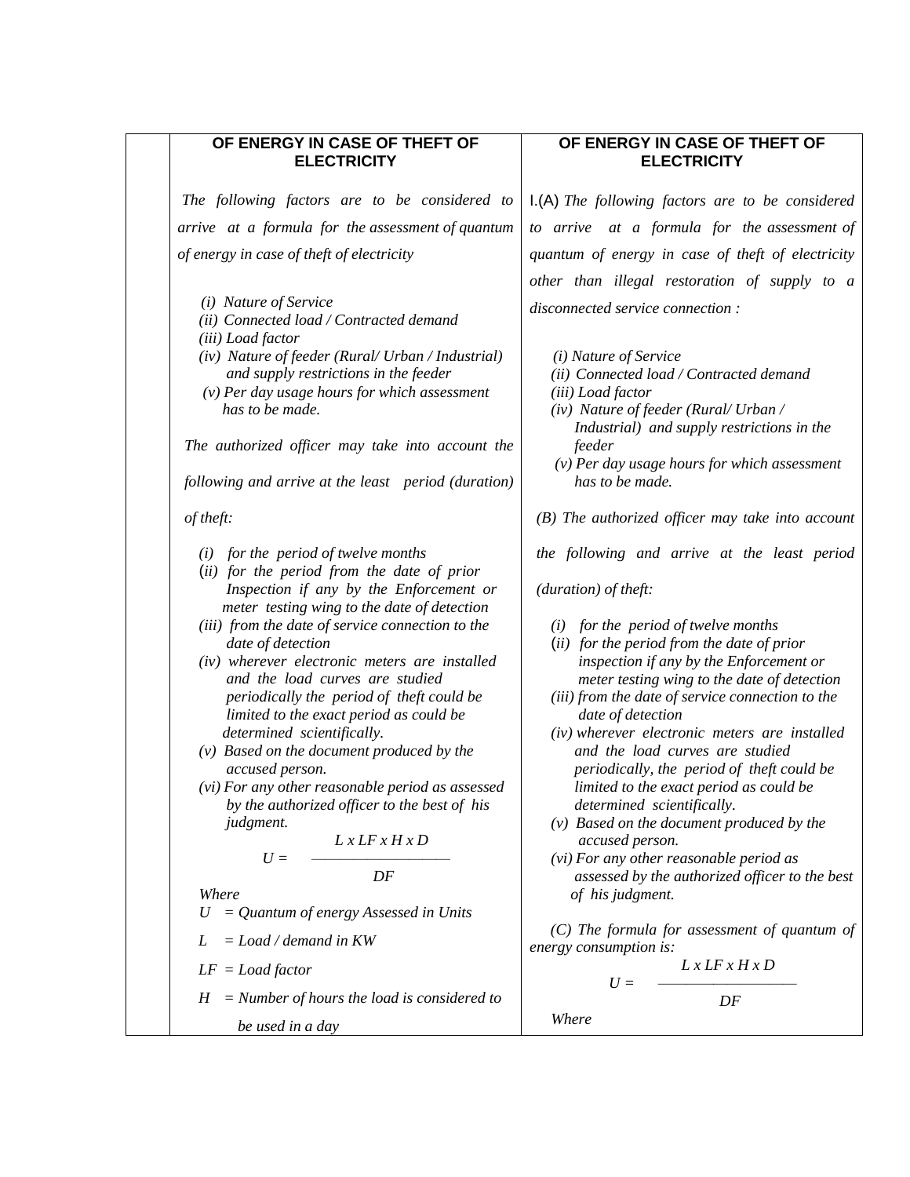| | OF ENERGY IN CASE OF THEFT OF ELECTRICITY | OF ENERGY IN CASE OF THEFT OF ELECTRICITY |
|---|---|---|
| | *The following factors are to be considered to arrive at a formula for the assessment of quantum of energy in case of theft of electricity*<br><br>*(i) Nature of Service*<br>*(ii) Connected load / Contracted demand*<br>*(iii) Load factor*<br>*(iv) Nature of feeder (Rural/ Urban / Industrial) and supply restrictions in the feeder*<br>*(v) Per day usage hours for which assessment has to be made.*<br><br>*The authorized officer may take into account the following and arrive at the least period (duration) of theft:*<br><br>*(i) for the period of twelve months*<br>*(ii) for the period from the date of prior Inspection if any by the Enforcement or meter testing wing to the date of detection*<br>*(iii) from the date of service connection to the date of detection*<br>*(iv) wherever electronic meters are installed and the load curves are studied periodically the period of theft could be limited to the exact period as could be determined scientifically.*<br>*(v) Based on the document produced by the accused person.*<br>*(vi) For any other reasonable period as assessed by the authorized officer to the best of his judgment.*<br><br>$U = \dfrac{L \times LF \times H \times D}{DF}$<br><br>*Where*<br>*U = Quantum of energy Assessed in Units*<br>*L = Load / demand in KW*<br>*LF = Load factor*<br>*H = Number of hours the load is considered to be used in a day* | I.(A) *The following factors are to be considered to arrive at a formula for the assessment of quantum of energy in case of theft of electricity other than illegal restoration of supply to a disconnected service connection :*<br><br>*(i) Nature of Service*<br>*(ii) Connected load / Contracted demand*<br>*(iii) Load factor*<br>*(iv) Nature of feeder (Rural/ Urban / Industrial) and supply restrictions in the feeder*<br>*(v) Per day usage hours for which assessment has to be made.*<br><br>*(B) The authorized officer may take into account the following and arrive at the least period (duration) of theft:*<br><br>*(i) for the period of twelve months*<br>*(ii) for the period from the date of prior inspection if any by the Enforcement or meter testing wing to the date of detection*<br>*(iii) from the date of service connection to the date of detection*<br>*(iv) wherever electronic meters are installed and the load curves are studied periodically, the period of theft could be limited to the exact period as could be determined scientifically.*<br>*(v) Based on the document produced by the accused person.*<br>*(vi) For any other reasonable period as assessed by the authorized officer to the best of his judgment.*<br><br>*(C) The formula for assessment of quantum of energy consumption is:*<br><br>$U = \dfrac{L \times LF \times H \times D}{DF}$<br><br>*Where* |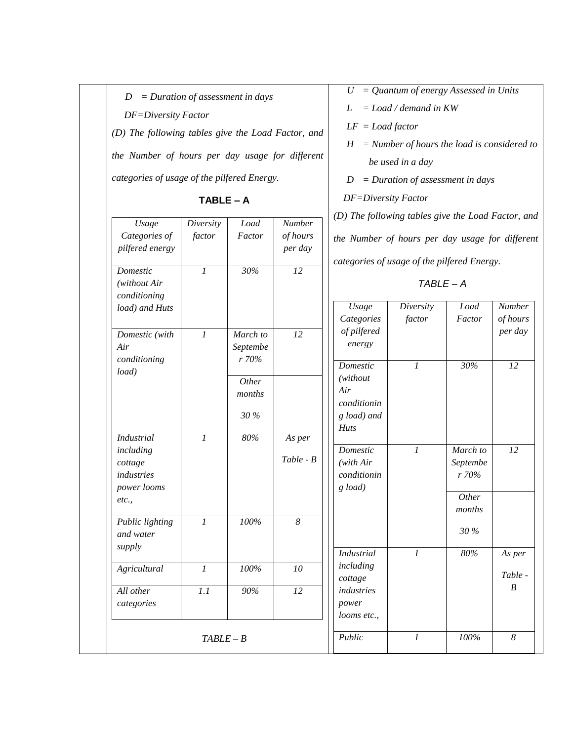$D$ = *Duration of assessment in days*

*DF=Diversity Factor*

*(D) The following tables give the Load Factor, and the Number of hours per day usage for different categories of usage of the pilfered Energy.*

**TABLE – A**

| *Usage Categories of pilfered energy* | *Diversity factor* | *Load Factor* | *Number of hours per day* |
|---|---|---|---|
| *Domestic (without Air conditioning load) and Huts* | *1* | *30%* | *12* |
| *Domestic (with Air conditioning load)* | *1* | *March to September 70%* | *12* |
| | | *Other months 30 %* | |
| *Industrial including cottage industries power looms etc.,* | *1* | *80%* | *As per Table - B* |
| *Public lighting and water supply* | *1* | *100%* | *8* |
| *Agricultural* | *1* | *100%* | *10* |
| *All other categories* | *1.1* | *90%* | *12* |

*TABLE – B*

$U$ = *Quantum of energy Assessed in Units*

$L$ = *Load / demand in KW*

$LF$ = *Load factor*

$H$ = *Number of hours the load is considered to be used in a day*

$D$ = *Duration of assessment in days*

*DF=Diversity Factor*

*(D) The following tables give the Load Factor, and the Number of hours per day usage for different categories of usage of the pilfered Energy.*

*TABLE – A*

| *Usage Categories of pilfered energy* | *Diversity factor* | *Load Factor* | *Number of hours per day* |
|---|---|---|---|
| *Domestic (without Air conditioning load) and Huts* | *1* | *30%* | *12* |
| *Domestic (with Air conditioning load)* | *1* | *March to September 70%* | *12* |
| | | *Other months 30 %* | |
| *Industrial including cottage industries power looms etc.,* | *1* | *80%* | *As per Table - B* |
| *Public* | *1* | *100%* | *8* |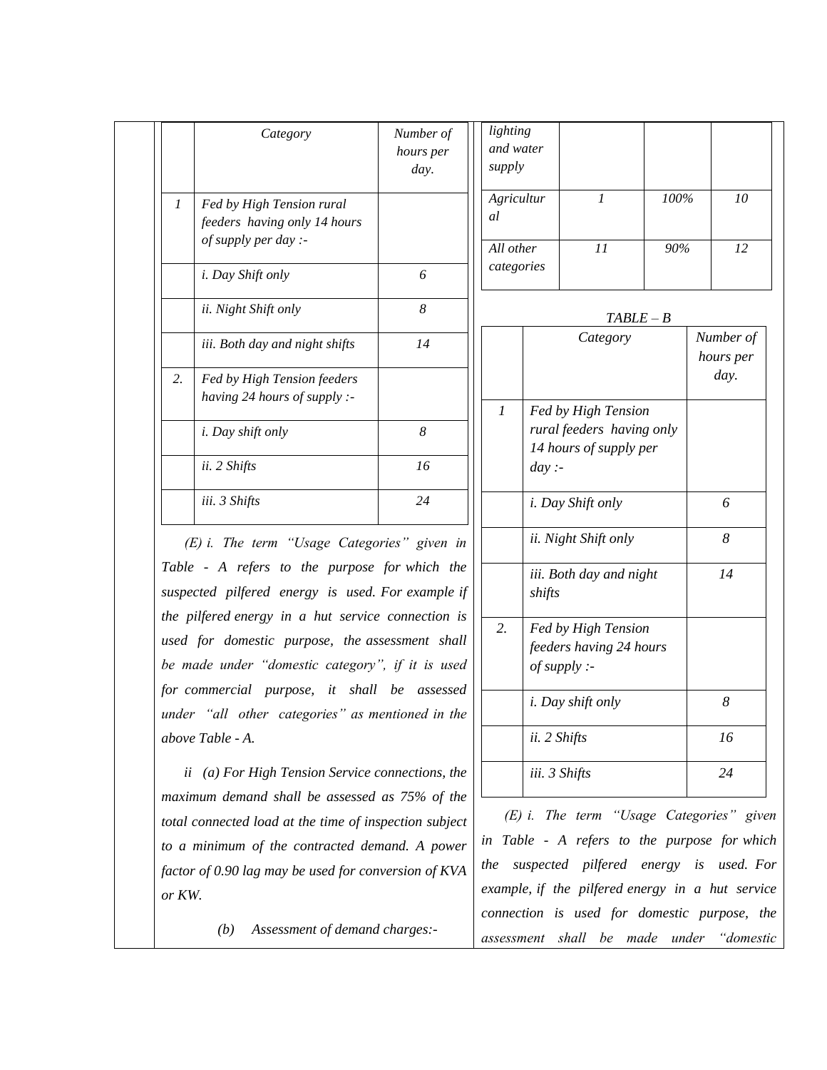| | Category | Number of hours per day. |
|---|---|---|
| 1 | Fed by High Tension rural feeders having only 14 hours of supply per day :- | |
| | i. Day Shift only | 6 |
| | ii. Night Shift only | 8 |
| | iii. Both day and night shifts | 14 |
| 2. | Fed by High Tension feeders having 24 hours of supply :- | |
| | i. Day shift only | 8 |
| | ii. 2 Shifts | 16 |
| | iii. 3 Shifts | 24 |

*(E) i. The term "Usage Categories" given in Table - A refers to the purpose for which the suspected pilfered energy is used. For example if the pilfered energy in a hut service connection is used for domestic purpose, the assessment shall be made under "domestic category", if it is used for commercial purpose, it shall be assessed under "all other categories" as mentioned in the above Table - A.*

*ii (a) For High Tension Service connections, the maximum demand shall be assessed as 75% of the total connected load at the time of inspection subject to a minimum of the contracted demand. A power factor of 0.90 lag may be used for conversion of KVA or KW.*

*(b) Assessment of demand charges:-*

| | | | |
|---|---|---|---|
| lighting and water supply | | | |
| Agricultural | 1 | 100% | 10 |
| All other categories | 11 | 90% | 12 |

*TABLE – B*

| | Category | Number of hours per day. |
|---|---|---|
| 1 | Fed by High Tension rural feeders having only 14 hours of supply per day :- | |
| | i. Day Shift only | 6 |
| | ii. Night Shift only | 8 |
| | iii. Both day and night shifts | 14 |
| 2. | Fed by High Tension feeders having 24 hours of supply :- | |
| | i. Day shift only | 8 |
| | ii. 2 Shifts | 16 |
| | iii. 3 Shifts | 24 |

*(E) i. The term "Usage Categories" given in Table - A refers to the purpose for which the suspected pilfered energy is used. For example, if the pilfered energy in a hut service connection is used for domestic purpose, the assessment shall be made under "domestic*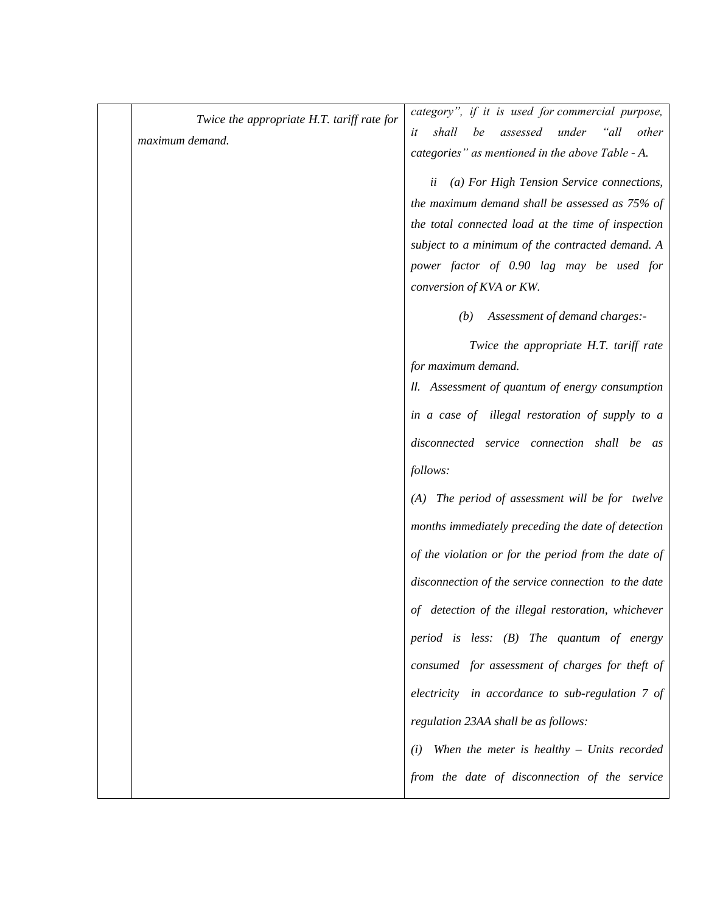| | | |
|---|---|---|
| | *Twice the appropriate H.T. tariff rate for maximum demand.* | *category", if it is used for commercial purpose, it shall be assessed under "all other categories" as mentioned in the above Table - A.*<br><br>*ii (a) For High Tension Service connections, the maximum demand shall be assessed as 75% of the total connected load at the time of inspection subject to a minimum of the contracted demand. A power factor of 0.90 lag may be used for conversion of KVA or KW.*<br><br>*(b) Assessment of demand charges:-*<br><br>*Twice the appropriate H.T. tariff rate for maximum demand.*<br>*II. Assessment of quantum of energy consumption in a case of illegal restoration of supply to a disconnected service connection shall be as follows:*<br>*(A) The period of assessment will be for twelve months immediately preceding the date of detection of the violation or for the period from the date of disconnection of the service connection to the date of detection of the illegal restoration, whichever period is less: (B) The quantum of energy consumed for assessment of charges for theft of electricity in accordance to sub-regulation 7 of regulation 23AA shall be as follows:*<br>*(i) When the meter is healthy – Units recorded from the date of disconnection of the service* |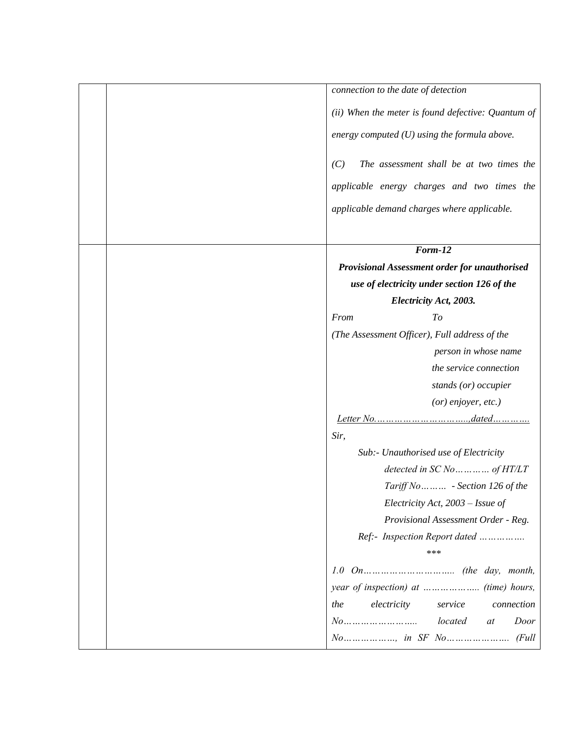| | | |
|---|---|---|
| | | *connection to the date of detection*<br><br>*(ii) When the meter is found defective: Quantum of energy computed (U) using the formula above.*<br><br>*(C) The assessment shall be at two times the applicable energy charges and two times the applicable demand charges where applicable.* |
| | | ***Form-12***<br>***Provisional Assessment order for unauthorised use of electricity under section 126 of the Electricity Act, 2003.***<br>*From To*<br>*(The Assessment Officer), Full address of the person in whose name the service connection stands (or) occupier (or) enjoyer, etc.)*<br>*Letter No………………………….,dated………….*<br>*Sir,*<br>*Sub:- Unauthorised use of Electricity detected in SC No………… of HT/LT Tariff No……… - Section 126 of the Electricity Act, 2003 – Issue of Provisional Assessment Order - Reg.*<br>*Ref:- Inspection Report dated …………….*<br>*\*\*\**<br>*1.0 On…………………………. (the day, month, year of inspection) at ……………….. (time) hours, the electricity service connection No…………………… located at Door No………………, in SF No…………………. (Full* |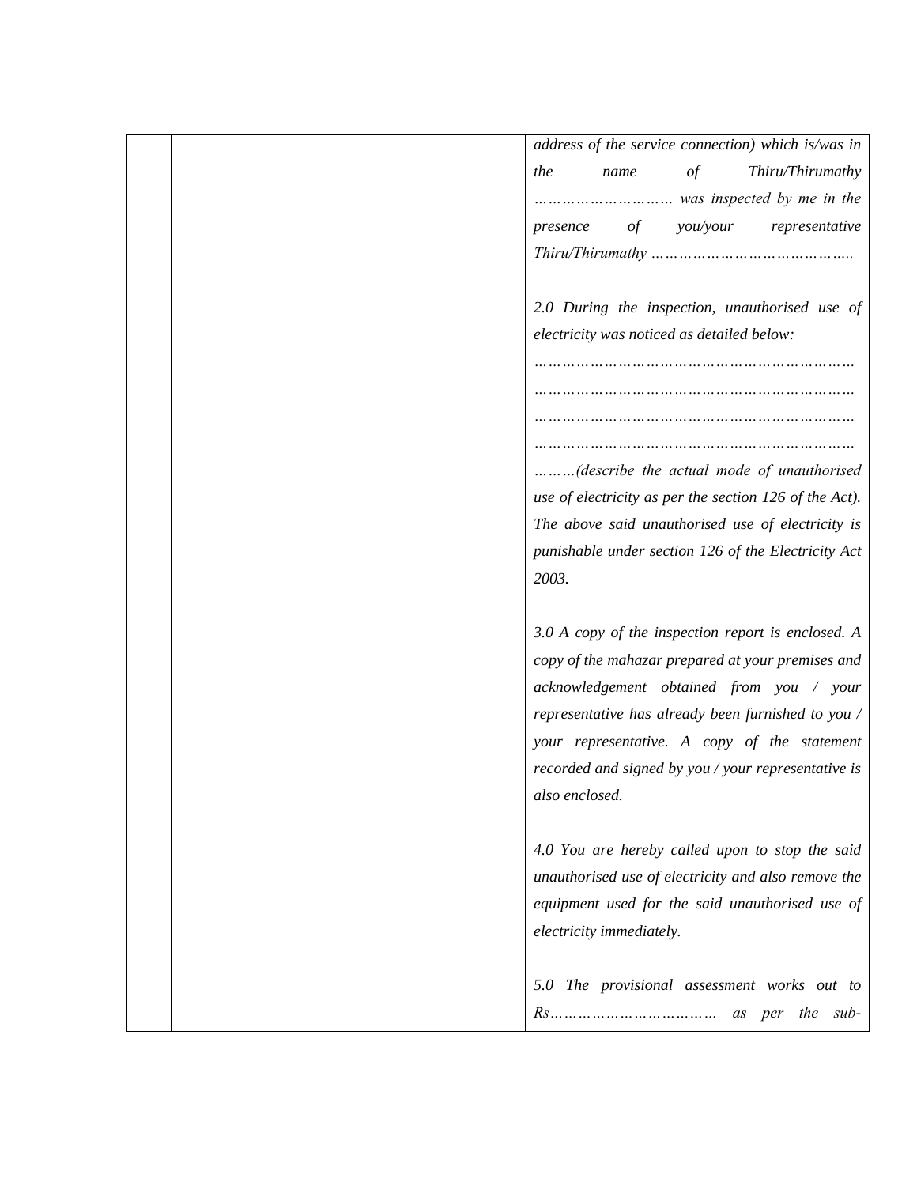| | | *address of the service connection) which is/was in the name of Thiru/Thirumathy ……………………… was inspected by me in the presence of you/your representative Thiru/Thirumathy ……………………………………..*<br><br>*2.0 During the inspection, unauthorised use of electricity was noticed as detailed below: ………………………………………………………… ………………………………………………………… ………………………………………………………… ………………………………………………………… ………(describe the actual mode of unauthorised use of electricity as per the section 126 of the Act). The above said unauthorised use of electricity is punishable under section 126 of the Electricity Act 2003.*<br><br>*3.0 A copy of the inspection report is enclosed. A copy of the mahazar prepared at your premises and acknowledgement obtained from you / your representative has already been furnished to you / your representative. A copy of the statement recorded and signed by you / your representative is also enclosed.*<br><br>*4.0 You are hereby called upon to stop the said unauthorised use of electricity and also remove the equipment used for the said unauthorised use of electricity immediately.*<br><br>*5.0 The provisional assessment works out to Rs……………………………… as per the sub-* |
|---|---|---|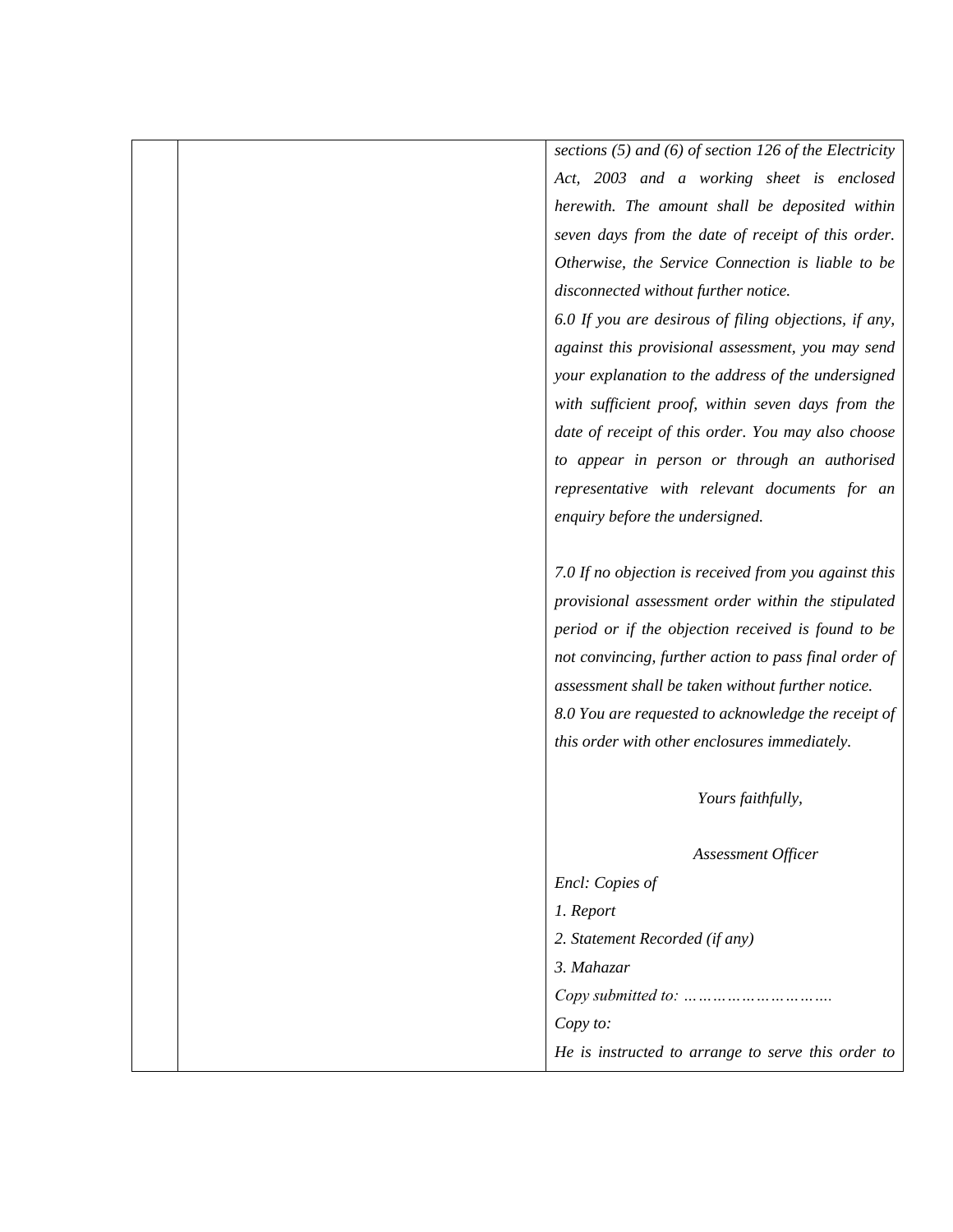| | | *sections (5) and (6) of section 126 of the Electricity Act, 2003 and a working sheet is enclosed herewith. The amount shall be deposited within seven days from the date of receipt of this order. Otherwise, the Service Connection is liable to be disconnected without further notice.*<br>*6.0 If you are desirous of filing objections, if any, against this provisional assessment, you may send your explanation to the address of the undersigned with sufficient proof, within seven days from the date of receipt of this order. You may also choose to appear in person or through an authorised representative with relevant documents for an enquiry before the undersigned.*<br><br>*7.0 If no objection is received from you against this provisional assessment order within the stipulated period or if the objection received is found to be not convincing, further action to pass final order of assessment shall be taken without further notice.*<br>*8.0 You are requested to acknowledge the receipt of this order with other enclosures immediately.*<br><br>*Yours faithfully,*<br><br>*Assessment Officer*<br>*Encl: Copies of*<br>*1. Report*<br>*2. Statement Recorded (if any)*<br>*3. Mahazar*<br>*Copy submitted to: ………………………….*<br>*Copy to:*<br>*He is instructed to arrange to serve this order to* |
|---|---|---|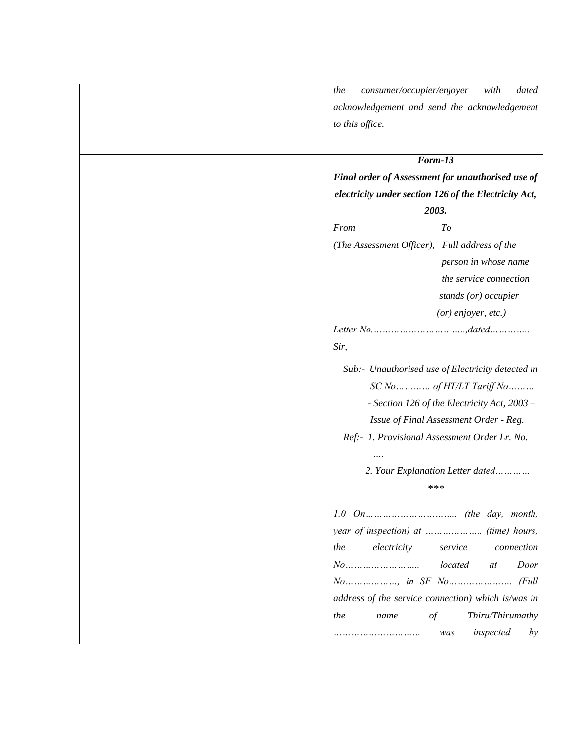| | | *the consumer/occupier/enjoyer with dated acknowledgement and send the acknowledgement to this office.* |
|---|---|---|
| | | ***Form-13*** <br> ***Final order of Assessment for unauthorised use of electricity under section 126 of the Electricity Act, 2003.*** <br> *From To* <br> *(The Assessment Officer), Full address of the person in whose name the service connection stands (or) occupier (or) enjoyer, etc.)* <br> *Letter No.………………………....,dated…………..* <br> *Sir,* <br> *Sub:- Unauthorised use of Electricity detected in SC No………… of HT/LT Tariff No………* <br> *- Section 126 of the Electricity Act, 2003 – Issue of Final Assessment Order - Reg.* <br> *Ref:- 1. Provisional Assessment Order Lr. No. ….* <br> *2. Your Explanation Letter dated…………* <br> *\*\*\** <br> *1.0 On………………………….. (the day, month, year of inspection) at ……………….. (time) hours, the electricity service connection No…………………... located at Door No……………., in SF No………………… (Full address of the service connection) which is/was in the name of Thiru/Thirumathy ……………………… was inspected by* |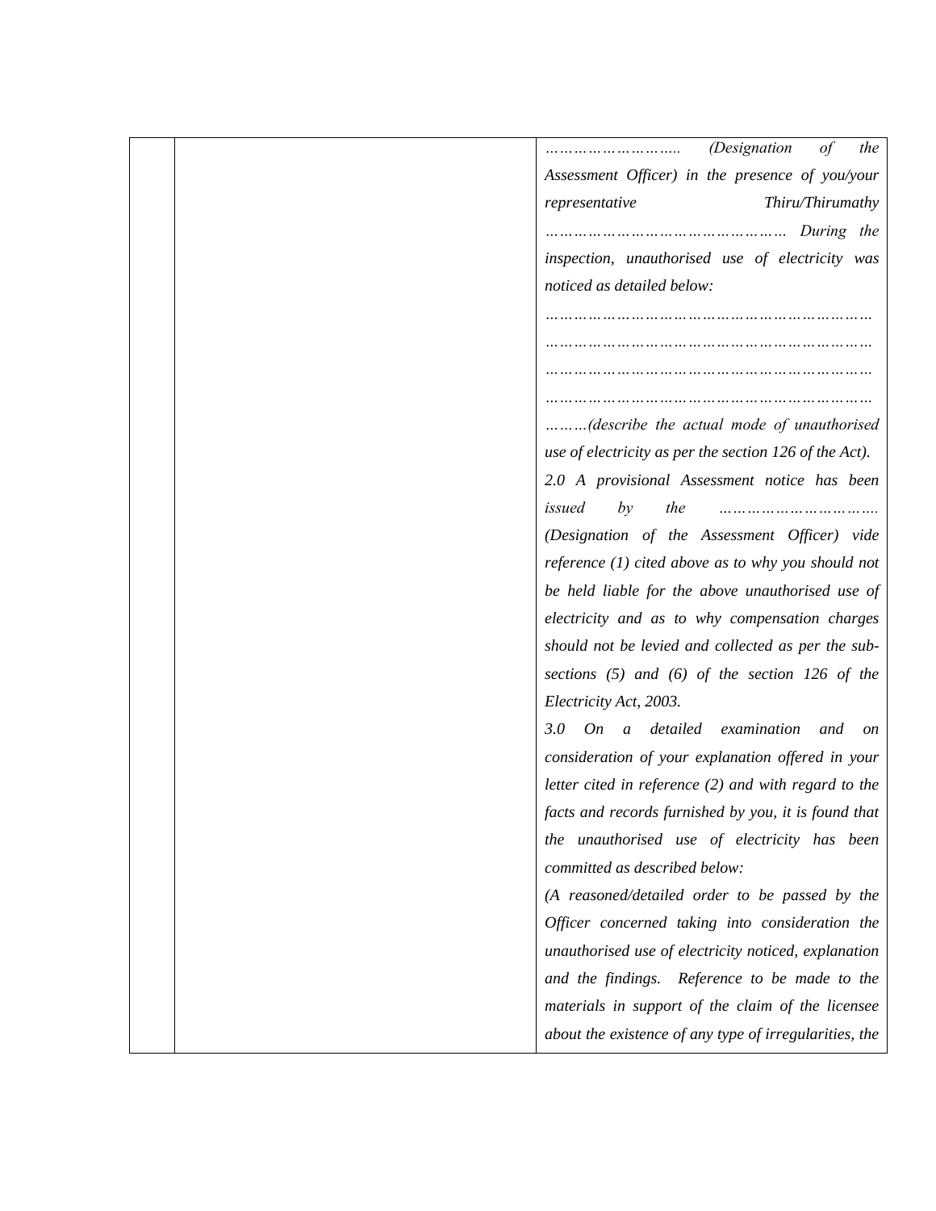| | | *…………………….. (Designation of the Assessment Officer) in the presence of you/your representative Thiru/Thirumathy ………………………………………… During the inspection, unauthorised use of electricity was noticed as detailed below:* |
|---|---|---|
| | | *…………………………………………………………* |
| | | *…………………………………………………………* |
| | | *…………………………………………………………* |
| | | *…………………………………………………………* |
| | | *………(describe the actual mode of unauthorised use of electricity as per the section 126 of the Act).* |
| | | *2.0 A provisional Assessment notice has been issued by the …………………………. (Designation of the Assessment Officer) vide reference (1) cited above as to why you should not be held liable for the above unauthorised use of electricity and as to why compensation charges should not be levied and collected as per the sub-sections (5) and (6) of the section 126 of the Electricity Act, 2003.* |
| | | *3.0 On a detailed examination and on consideration of your explanation offered in your letter cited in reference (2) and with regard to the facts and records furnished by you, it is found that the unauthorised use of electricity has been committed as described below:* |
| | | *(A reasoned/detailed order to be passed by the Officer concerned taking into consideration the unauthorised use of electricity noticed, explanation and the findings. Reference to be made to the materials in support of the claim of the licensee about the existence of any type of irregularities, the* |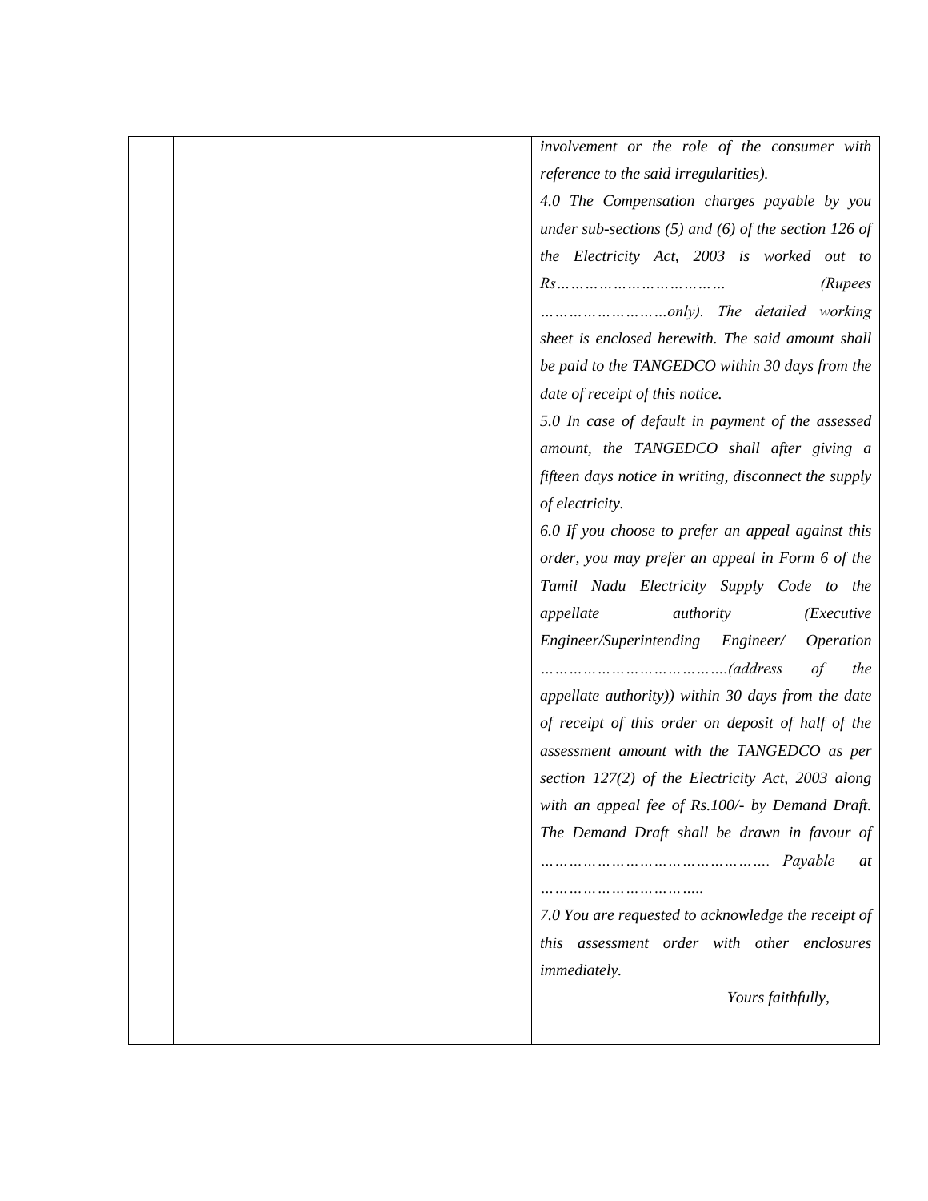| | | *involvement or the role of the consumer with reference to the said irregularities).*<br>*4.0 The Compensation charges payable by you under sub-sections (5) and (6) of the section 126 of the Electricity Act, 2003 is worked out to Rs…………………………… (Rupees ……………………only). The detailed working sheet is enclosed herewith. The said amount shall be paid to the TANGEDCO within 30 days from the date of receipt of this notice.*<br>*5.0 In case of default in payment of the assessed amount, the TANGEDCO shall after giving a fifteen days notice in writing, disconnect the supply of electricity.*<br>*6.0 If you choose to prefer an appeal against this order, you may prefer an appeal in Form 6 of the Tamil Nadu Electricity Supply Code to the appellate authority (Executive Engineer/Superintending Engineer/ Operation ……………………………….(address of the appellate authority)) within 30 days from the date of receipt of this order on deposit of half of the assessment amount with the TANGEDCO as per section 127(2) of the Electricity Act, 2003 along with an appeal fee of Rs.100/- by Demand Draft. The Demand Draft shall be drawn in favour of ………………………………………. Payable at …………………………..*<br>*7.0 You are requested to acknowledge the receipt of this assessment order with other enclosures immediately.*<br>*Yours faithfully,* |
|---|---|---|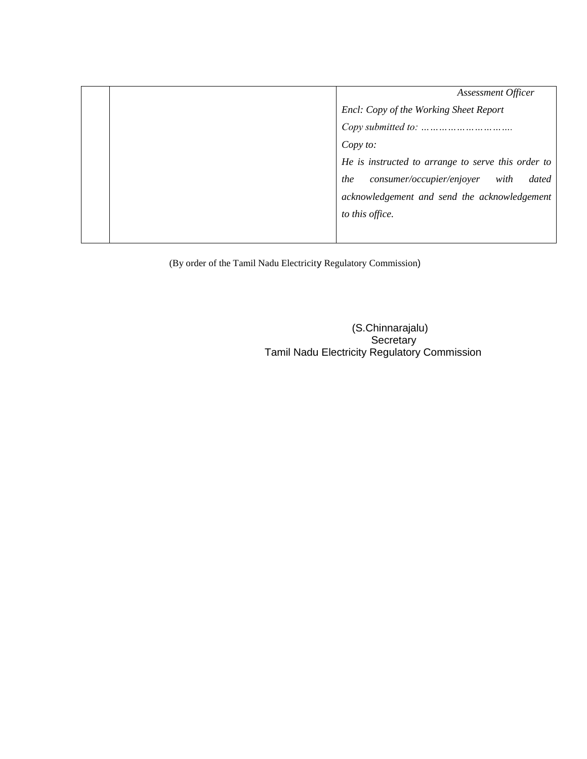| | | |
|---|---|---|
| | | *Assessment Officer*<br>*Encl: Copy of the Working Sheet Report*<br>*Copy submitted to: ………………………….*<br>*Copy to:*<br>*He is instructed to arrange to serve this order to the consumer/occupier/enjoyer with dated acknowledgement and send the acknowledgement to this office.* |

(By order of the Tamil Nadu Electricity Regulatory Commission)

(S.Chinnarajalu)
Secretary
Tamil Nadu Electricity Regulatory Commission